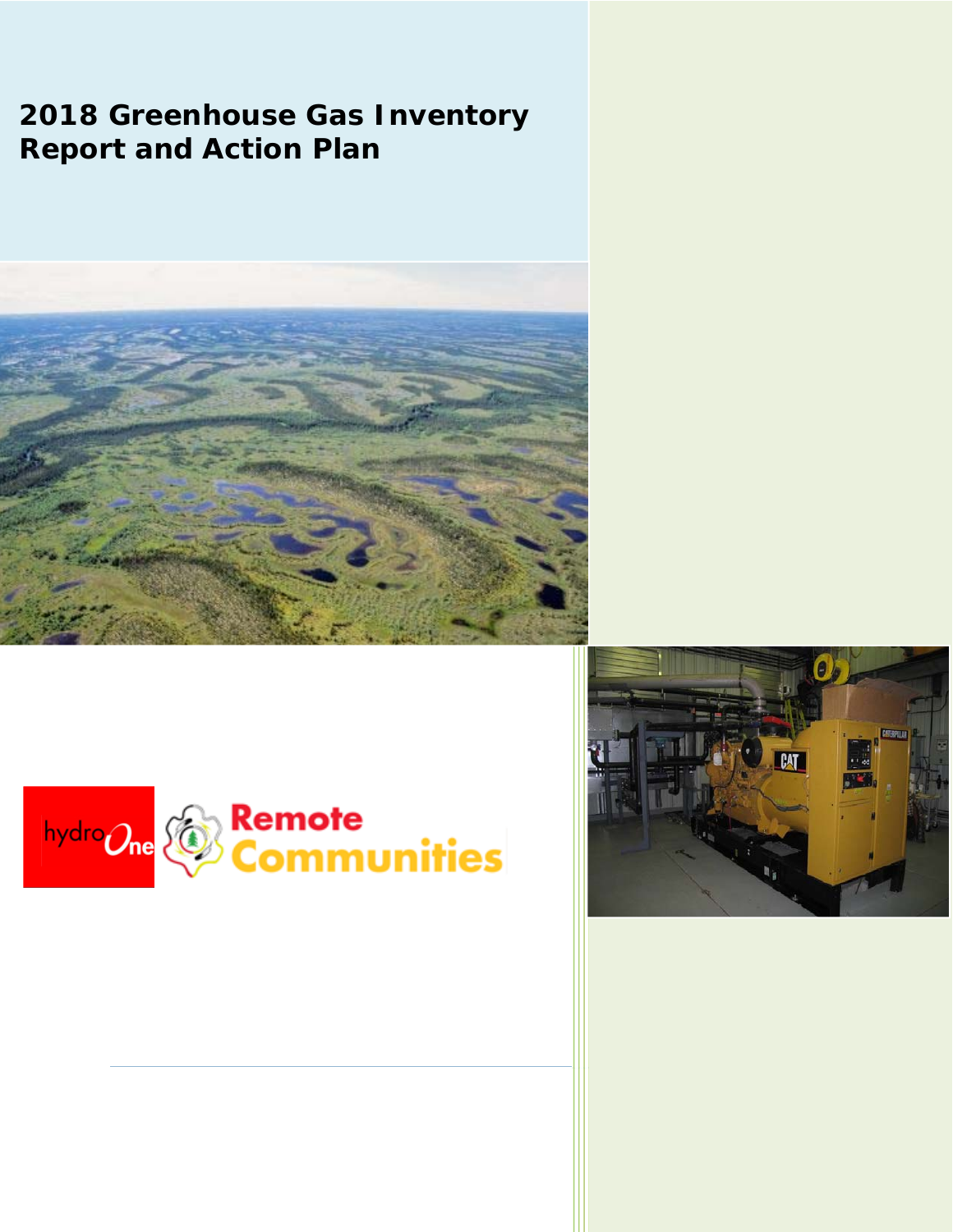# 2018 Greenhouse Gas Inventory Report and Action Plan

hydro One

Remote Communities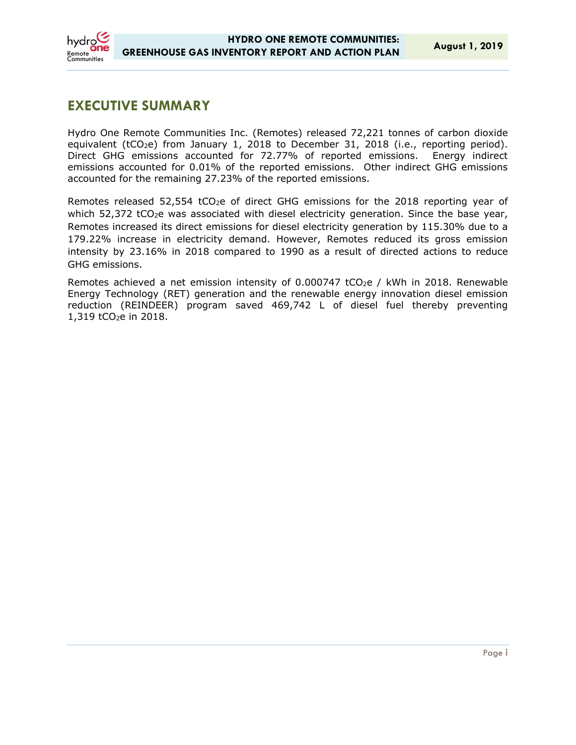# EXECUTIVE SUMMARY

Hydro One Remote Communities Inc. (Remotes) released 72,221 tonnes of carbon dioxide equivalent ($tCO_2e$) from January 1, 2018 to December 31, 2018 (i.e., reporting period). Direct GHG emissions accounted for 72.77% of reported emissions. Energy indirect emissions accounted for 0.01% of the reported emissions. Other indirect GHG emissions accounted for the remaining 27.23% of the reported emissions.

Remotes released 52,554 $tCO_2e$ of direct GHG emissions for the 2018 reporting year of which 52,372 $tCO_2e$ was associated with diesel electricity generation. Since the base year, Remotes increased its direct emissions for diesel electricity generation by 115.30% due to a 179.22% increase in electricity demand. However, Remotes reduced its gross emission intensity by 23.16% in 2018 compared to 1990 as a result of directed actions to reduce GHG emissions.

Remotes achieved a net emission intensity of 0.000747 $tCO_2e$ / kWh in 2018. Renewable Energy Technology (RET) generation and the renewable energy innovation diesel emission reduction (REINDEER) program saved 469,742 L of diesel fuel thereby preventing 1,319 $tCO_2e$ in 2018.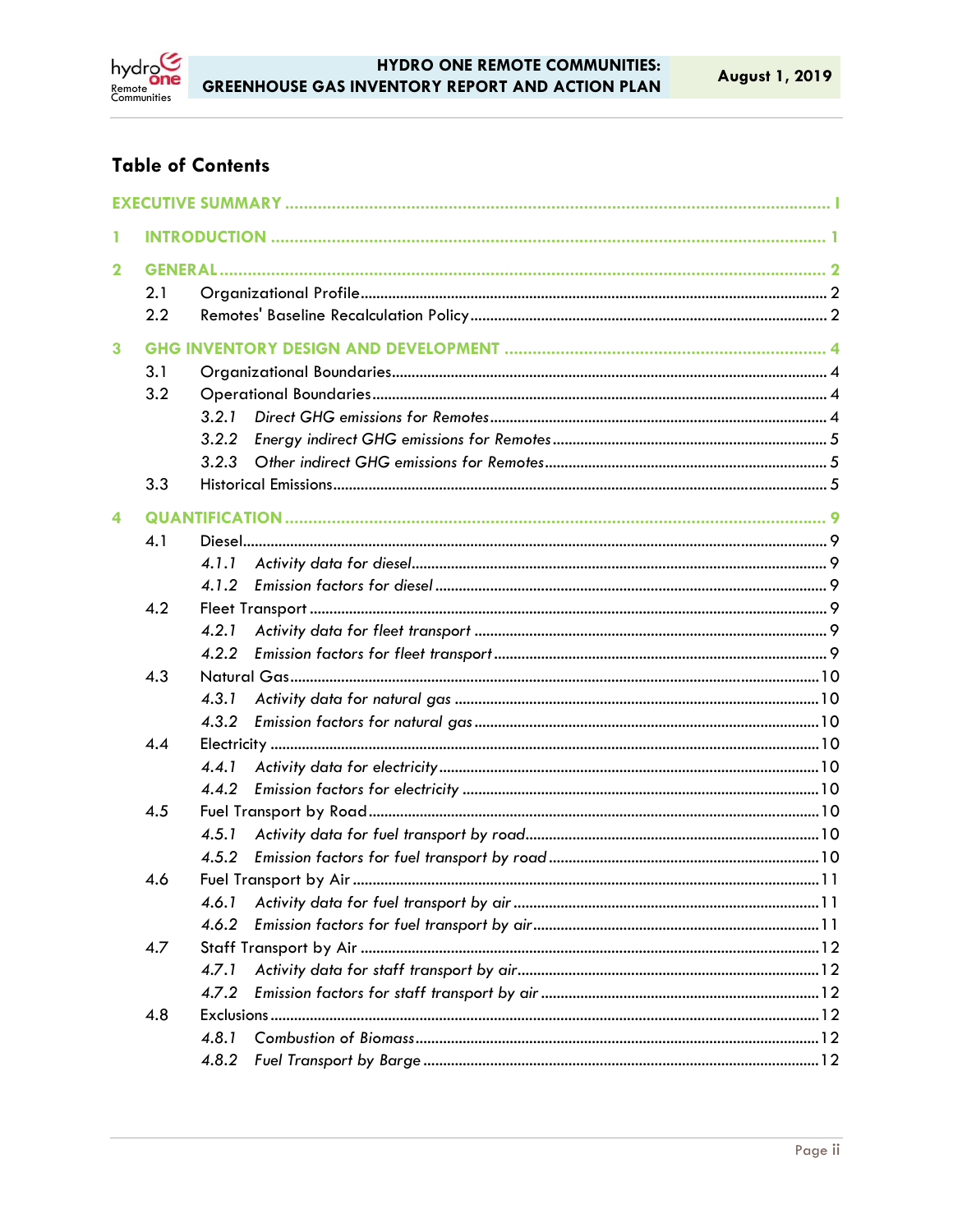## Table of Contents

EXECUTIVE SUMMARY ..... I

1 INTRODUCTION ..... 1

2 GENERAL ..... 2
- 2.1 Organizational Profile ..... 2
- 2.2 Remotes' Baseline Recalculation Policy ..... 2

3 GHG INVENTORY DESIGN AND DEVELOPMENT ..... 4
- 3.1 Organizational Boundaries ..... 4
- 3.2 Operational Boundaries ..... 4
  - *3.2.1 Direct GHG emissions for Remotes* ..... 4
  - *3.2.2 Energy indirect GHG emissions for Remotes* ..... 5
  - *3.2.3 Other indirect GHG emissions for Remotes* ..... 5
- 3.3 Historical Emissions ..... 5

4 QUANTIFICATION ..... 9
- 4.1 Diesel ..... 9
  - *4.1.1 Activity data for diesel* ..... 9
  - *4.1.2 Emission factors for diesel* ..... 9
- 4.2 Fleet Transport ..... 9
  - *4.2.1 Activity data for fleet transport* ..... 9
  - *4.2.2 Emission factors for fleet transport* ..... 9
- 4.3 Natural Gas ..... 10
  - *4.3.1 Activity data for natural gas* ..... 10
  - *4.3.2 Emission factors for natural gas* ..... 10
- 4.4 Electricity ..... 10
  - *4.4.1 Activity data for electricity* ..... 10
  - *4.4.2 Emission factors for electricity* ..... 10
- 4.5 Fuel Transport by Road ..... 10
  - *4.5.1 Activity data for fuel transport by road* ..... 10
  - *4.5.2 Emission factors for fuel transport by road* ..... 10
- 4.6 Fuel Transport by Air ..... 11
  - *4.6.1 Activity data for fuel transport by air* ..... 11
  - *4.6.2 Emission factors for fuel transport by air* ..... 11
- 4.7 Staff Transport by Air ..... 12
  - *4.7.1 Activity data for staff transport by air* ..... 12
  - *4.7.2 Emission factors for staff transport by air* ..... 12
- 4.8 Exclusions ..... 12
  - *4.8.1 Combustion of Biomass* ..... 12
  - *4.8.2 Fuel Transport by Barge* ..... 12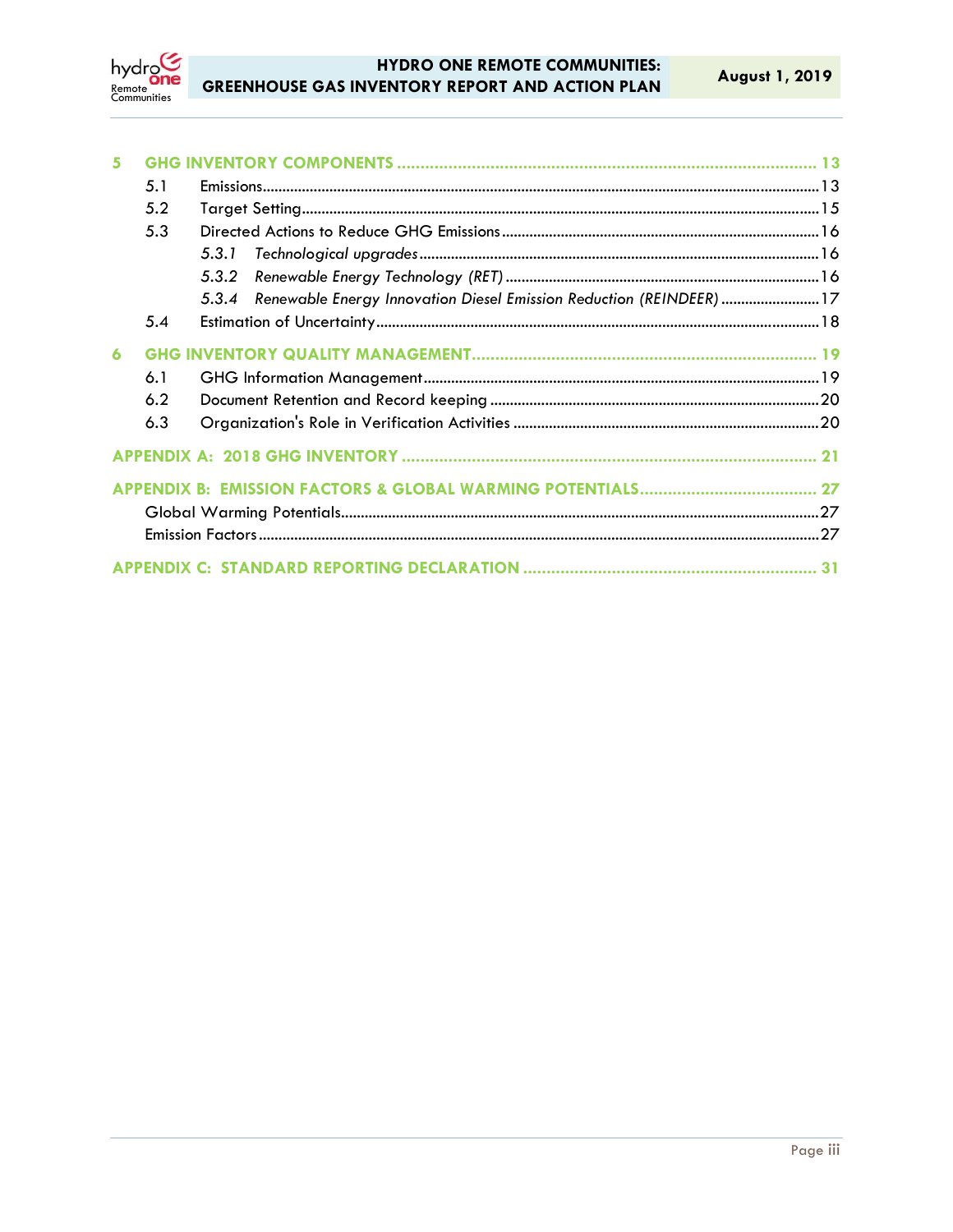5 GHG INVENTORY COMPONENTS ........................................ 13

- 5.1 Emissions ........................................ 13
- 5.2 Target Setting ........................................ 15
- 5.3 Directed Actions to Reduce GHG Emissions ........................................ 16
  - *5.3.1 Technological upgrades* ........................................ 16
  - *5.3.2 Renewable Energy Technology (RET)* ........................................ 16
  - *5.3.4 Renewable Energy Innovation Diesel Emission Reduction (REINDEER)* ........................................ 17
- 5.4 Estimation of Uncertainty ........................................ 18

6 GHG INVENTORY QUALITY MANAGEMENT ........................................ 19

- 6.1 GHG Information Management ........................................ 19
- 6.2 Document Retention and Record keeping ........................................ 20
- 6.3 Organization's Role in Verification Activities ........................................ 20

APPENDIX A: 2018 GHG INVENTORY ........................................ 21

APPENDIX B: EMISSION FACTORS & GLOBAL WARMING POTENTIALS ........................................ 27

- Global Warming Potentials ........................................ 27
- Emission Factors ........................................ 27

APPENDIX C: STANDARD REPORTING DECLARATION ........................................ 31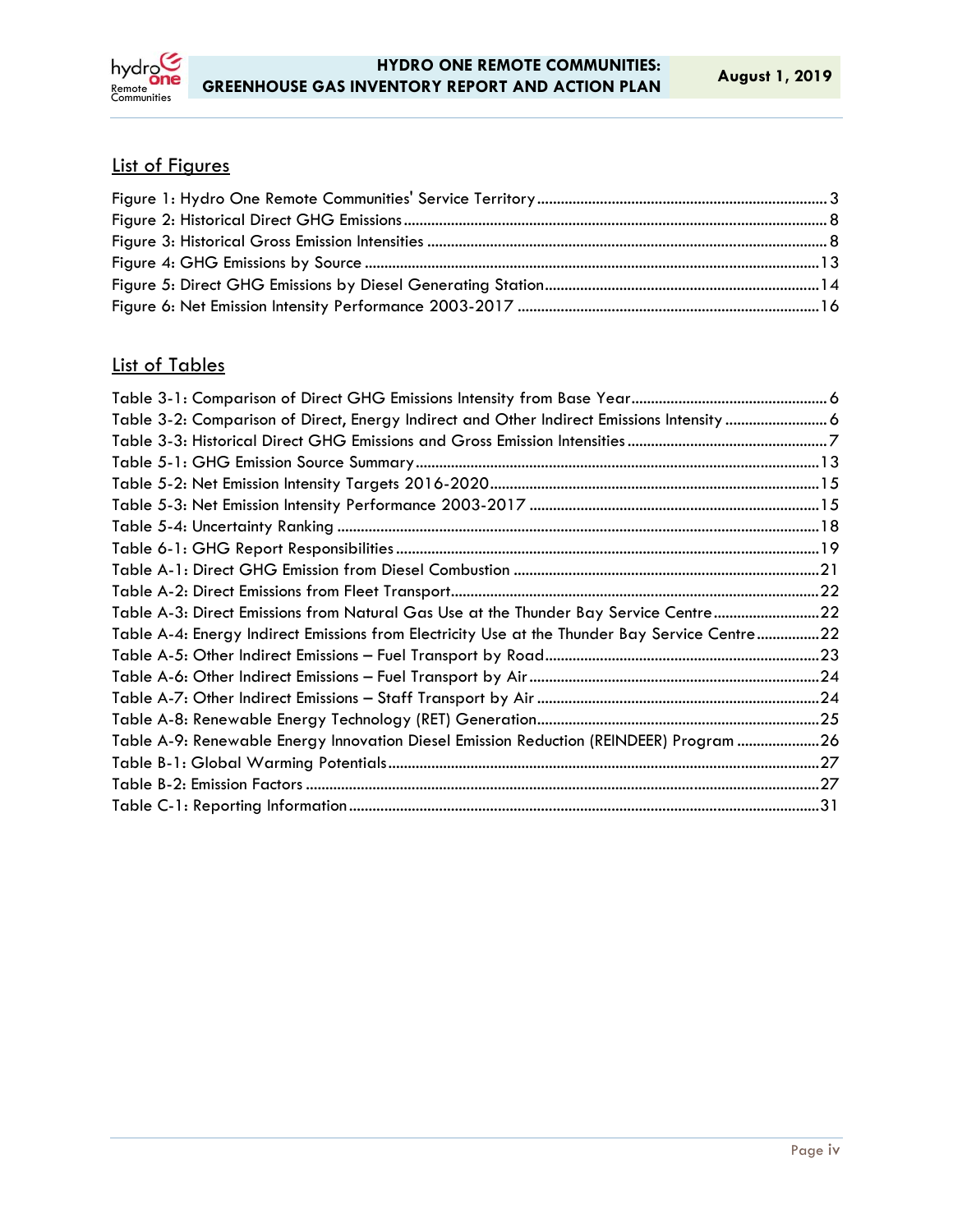## List of Figures

Figure 1: Hydro One Remote Communities' Service Territory ........................................ 3
Figure 2: Historical Direct GHG Emissions ........................................ 8
Figure 3: Historical Gross Emission Intensities ........................................ 8
Figure 4: GHG Emissions by Source ........................................ 13
Figure 5: Direct GHG Emissions by Diesel Generating Station ........................................ 14
Figure 6: Net Emission Intensity Performance 2003-2017 ........................................ 16

## List of Tables

Table 3-1: Comparison of Direct GHG Emissions Intensity from Base Year ........................................ 6
Table 3-2: Comparison of Direct, Energy Indirect and Other Indirect Emissions Intensity ........................................ 6
Table 3-3: Historical Direct GHG Emissions and Gross Emission Intensities ........................................ 7
Table 5-1: GHG Emission Source Summary ........................................ 13
Table 5-2: Net Emission Intensity Targets 2016-2020 ........................................ 15
Table 5-3: Net Emission Intensity Performance 2003-2017 ........................................ 15
Table 5-4: Uncertainty Ranking ........................................ 18
Table 6-1: GHG Report Responsibilities ........................................ 19
Table A-1: Direct GHG Emission from Diesel Combustion ........................................ 21
Table A-2: Direct Emissions from Fleet Transport ........................................ 22
Table A-3: Direct Emissions from Natural Gas Use at the Thunder Bay Service Centre ........................................ 22
Table A-4: Energy Indirect Emissions from Electricity Use at the Thunder Bay Service Centre ........................................ 22
Table A-5: Other Indirect Emissions – Fuel Transport by Road ........................................ 23
Table A-6: Other Indirect Emissions – Fuel Transport by Air ........................................ 24
Table A-7: Other Indirect Emissions – Staff Transport by Air ........................................ 24
Table A-8: Renewable Energy Technology (RET) Generation ........................................ 25
Table A-9: Renewable Energy Innovation Diesel Emission Reduction (REINDEER) Program ........................................ 26
Table B-1: Global Warming Potentials ........................................ 27
Table B-2: Emission Factors ........................................ 27
Table C-1: Reporting Information ........................................ 31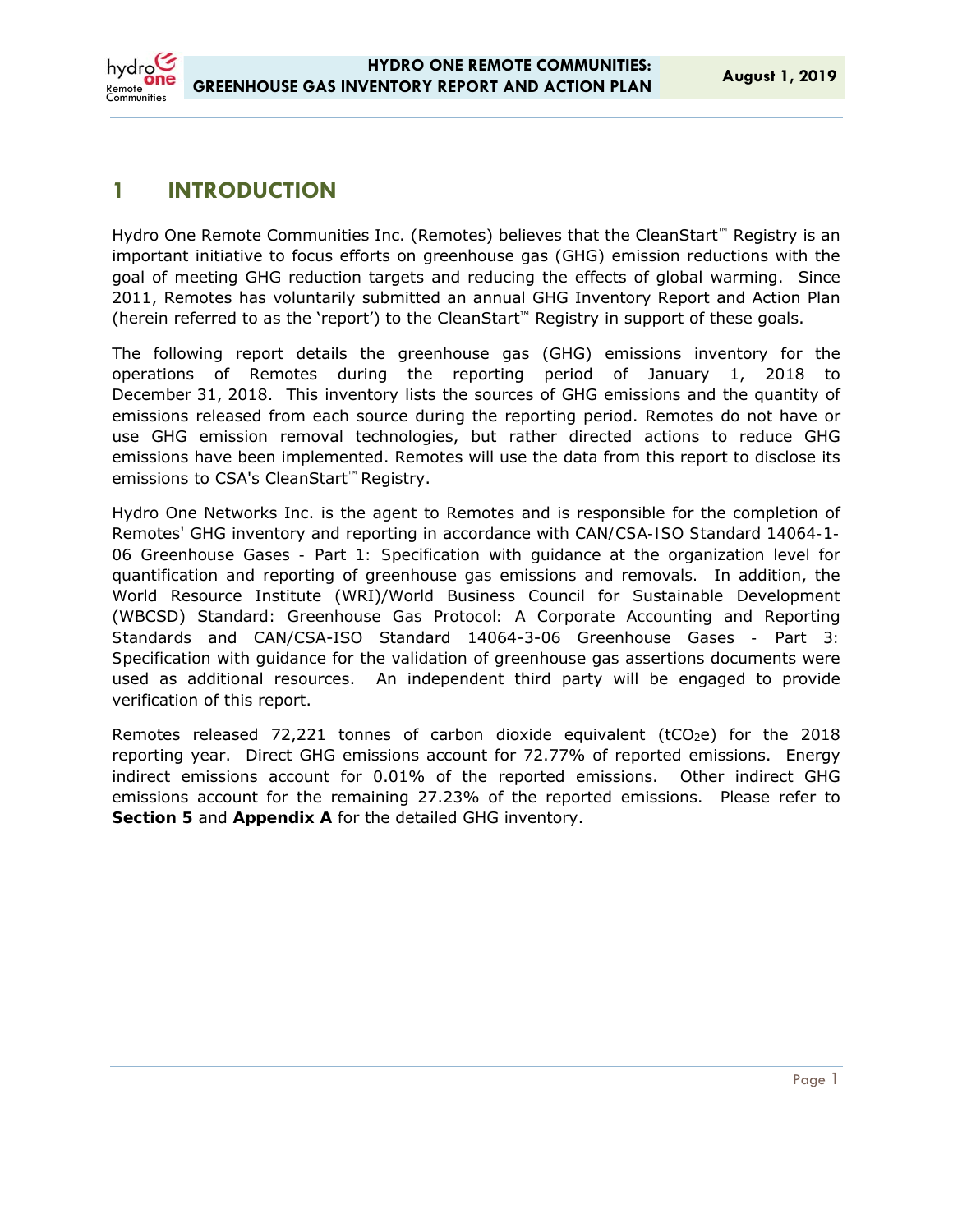# 1 INTRODUCTION

Hydro One Remote Communities Inc. (Remotes) believes that the CleanStart™ Registry is an important initiative to focus efforts on greenhouse gas (GHG) emission reductions with the goal of meeting GHG reduction targets and reducing the effects of global warming. Since 2011, Remotes has voluntarily submitted an annual GHG Inventory Report and Action Plan (herein referred to as the 'report') to the CleanStart™ Registry in support of these goals.

The following report details the greenhouse gas (GHG) emissions inventory for the operations of Remotes during the reporting period of January 1, 2018 to December 31, 2018. This inventory lists the sources of GHG emissions and the quantity of emissions released from each source during the reporting period. Remotes do not have or use GHG emission removal technologies, but rather directed actions to reduce GHG emissions have been implemented. Remotes will use the data from this report to disclose its emissions to CSA's CleanStart™ Registry.

Hydro One Networks Inc. is the agent to Remotes and is responsible for the completion of Remotes' GHG inventory and reporting in accordance with CAN/CSA-ISO Standard 14064-1-06 Greenhouse Gases - Part 1: Specification with guidance at the organization level for quantification and reporting of greenhouse gas emissions and removals. In addition, the World Resource Institute (WRI)/World Business Council for Sustainable Development (WBCSD) Standard: Greenhouse Gas Protocol: A Corporate Accounting and Reporting Standards and CAN/CSA-ISO Standard 14064-3-06 Greenhouse Gases - Part 3: Specification with guidance for the validation of greenhouse gas assertions documents were used as additional resources. An independent third party will be engaged to provide verification of this report.

Remotes released 72,221 tonnes of carbon dioxide equivalent ($tCO_2e$) for the 2018 reporting year. Direct GHG emissions account for 72.77% of reported emissions. Energy indirect emissions account for 0.01% of the reported emissions. Other indirect GHG emissions account for the remaining 27.23% of the reported emissions. Please refer to **Section 5** and **Appendix A** for the detailed GHG inventory.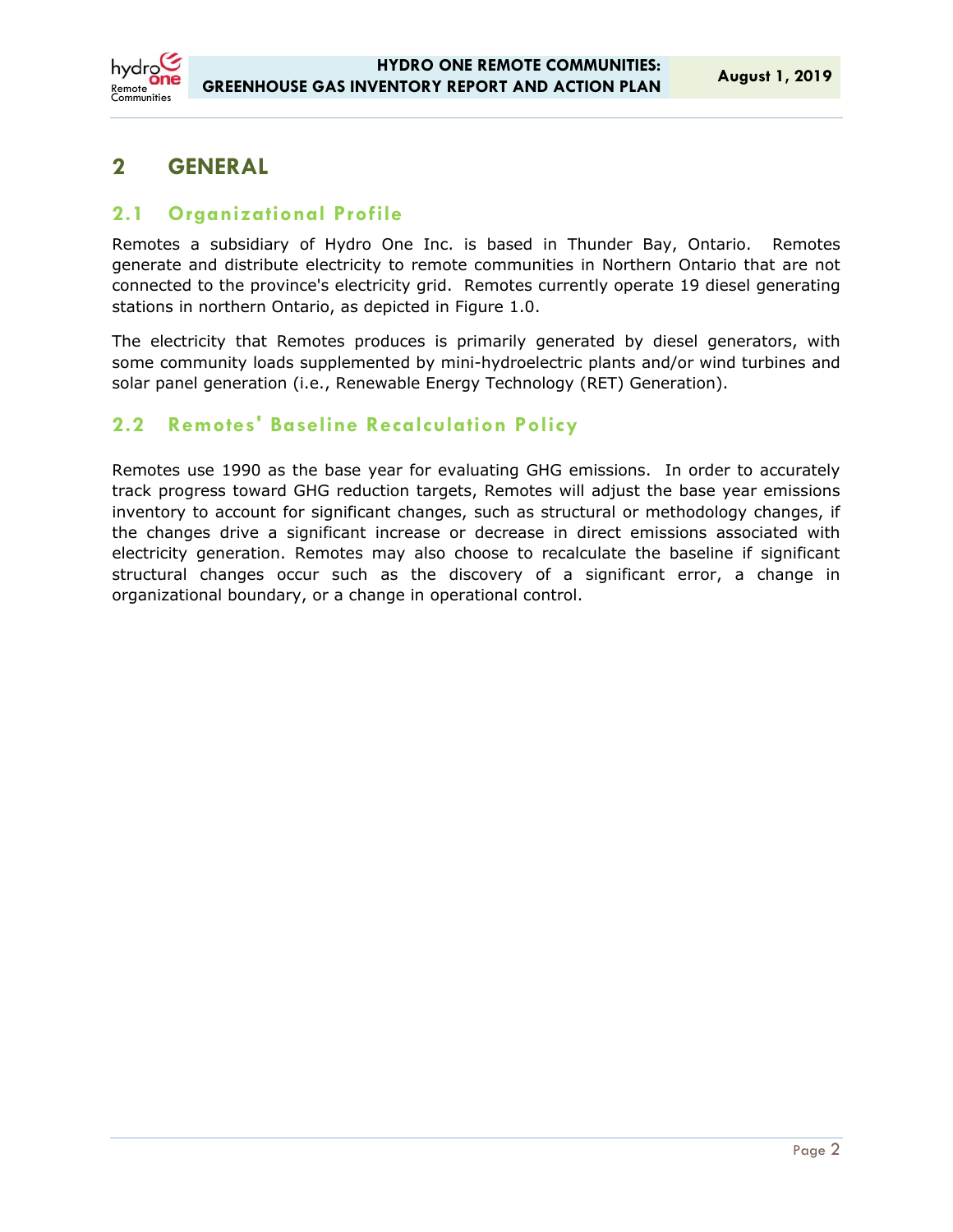# 2 GENERAL

## 2.1 Organizational Profile

Remotes a subsidiary of Hydro One Inc. is based in Thunder Bay, Ontario. Remotes generate and distribute electricity to remote communities in Northern Ontario that are not connected to the province's electricity grid. Remotes currently operate 19 diesel generating stations in northern Ontario, as depicted in Figure 1.0.

The electricity that Remotes produces is primarily generated by diesel generators, with some community loads supplemented by mini-hydroelectric plants and/or wind turbines and solar panel generation (i.e., Renewable Energy Technology (RET) Generation).

## 2.2 Remotes' Baseline Recalculation Policy

Remotes use 1990 as the base year for evaluating GHG emissions. In order to accurately track progress toward GHG reduction targets, Remotes will adjust the base year emissions inventory to account for significant changes, such as structural or methodology changes, if the changes drive a significant increase or decrease in direct emissions associated with electricity generation. Remotes may also choose to recalculate the baseline if significant structural changes occur such as the discovery of a significant error, a change in organizational boundary, or a change in operational control.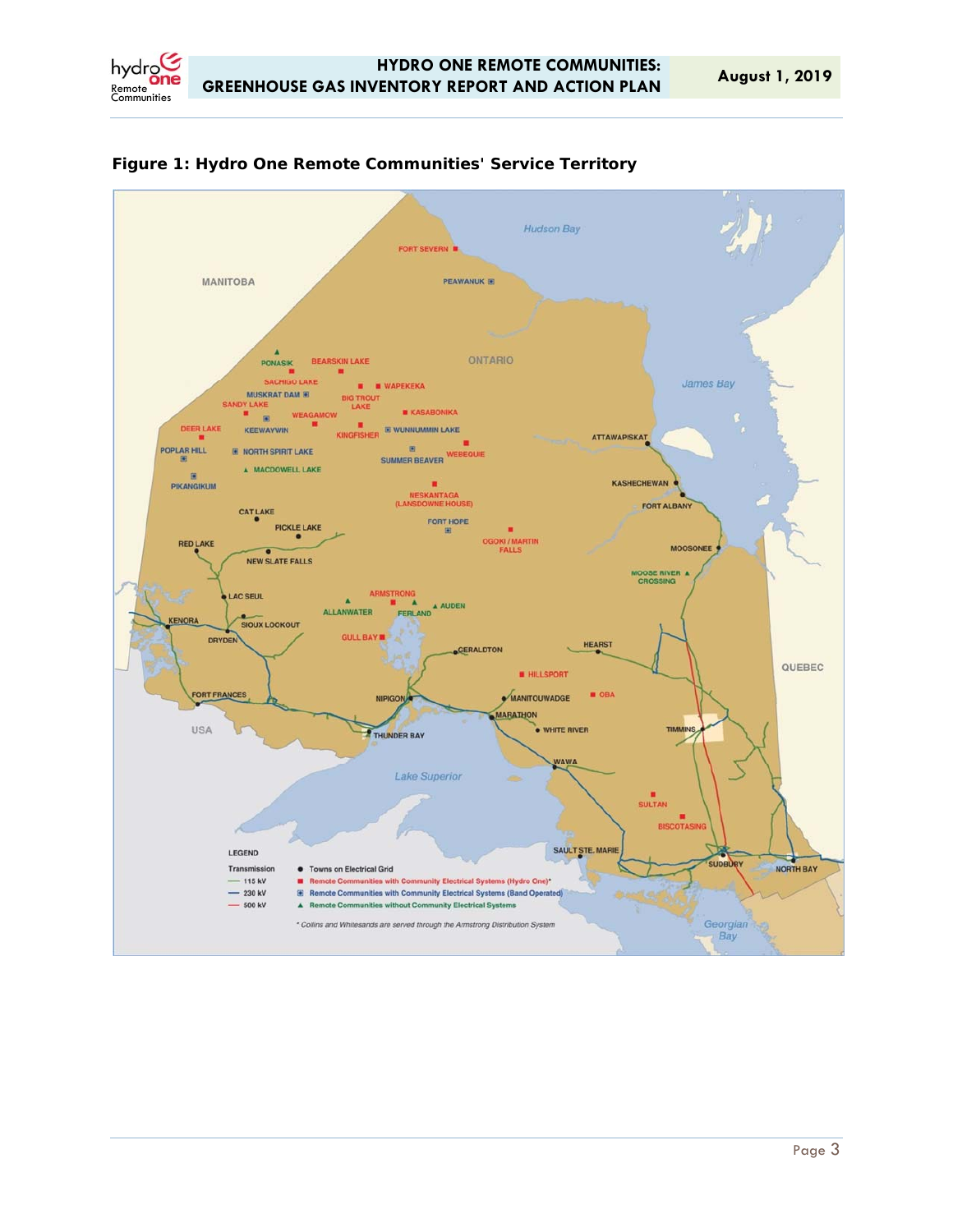**Figure 1: Hydro One Remote Communities' Service Territory**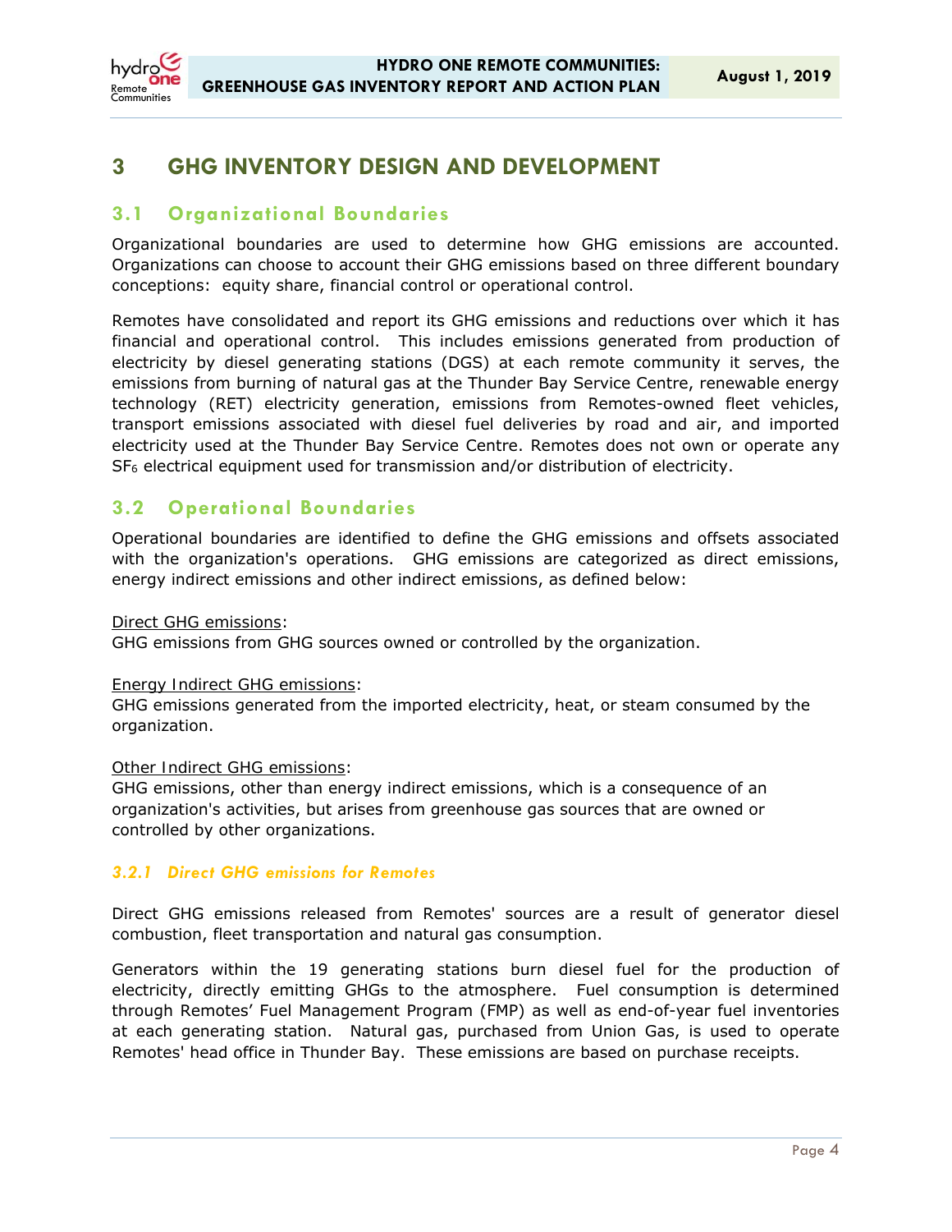# 3 GHG INVENTORY DESIGN AND DEVELOPMENT

## 3.1 Organizational Boundaries

Organizational boundaries are used to determine how GHG emissions are accounted. Organizations can choose to account their GHG emissions based on three different boundary conceptions: equity share, financial control or operational control.

Remotes have consolidated and report its GHG emissions and reductions over which it has financial and operational control. This includes emissions generated from production of electricity by diesel generating stations (DGS) at each remote community it serves, the emissions from burning of natural gas at the Thunder Bay Service Centre, renewable energy technology (RET) electricity generation, emissions from Remotes-owned fleet vehicles, transport emissions associated with diesel fuel deliveries by road and air, and imported electricity used at the Thunder Bay Service Centre. Remotes does not own or operate any $SF_6$ electrical equipment used for transmission and/or distribution of electricity.

## 3.2 Operational Boundaries

Operational boundaries are identified to define the GHG emissions and offsets associated with the organization's operations. GHG emissions are categorized as direct emissions, energy indirect emissions and other indirect emissions, as defined below:

Direct GHG emissions:
GHG emissions from GHG sources owned or controlled by the organization.

Energy Indirect GHG emissions:
GHG emissions generated from the imported electricity, heat, or steam consumed by the organization.

Other Indirect GHG emissions:
GHG emissions, other than energy indirect emissions, which is a consequence of an organization's activities, but arises from greenhouse gas sources that are owned or controlled by other organizations.

### *3.2.1 Direct GHG emissions for Remotes*

Direct GHG emissions released from Remotes' sources are a result of generator diesel combustion, fleet transportation and natural gas consumption.

Generators within the 19 generating stations burn diesel fuel for the production of electricity, directly emitting GHGs to the atmosphere. Fuel consumption is determined through Remotes' Fuel Management Program (FMP) as well as end-of-year fuel inventories at each generating station. Natural gas, purchased from Union Gas, is used to operate Remotes' head office in Thunder Bay. These emissions are based on purchase receipts.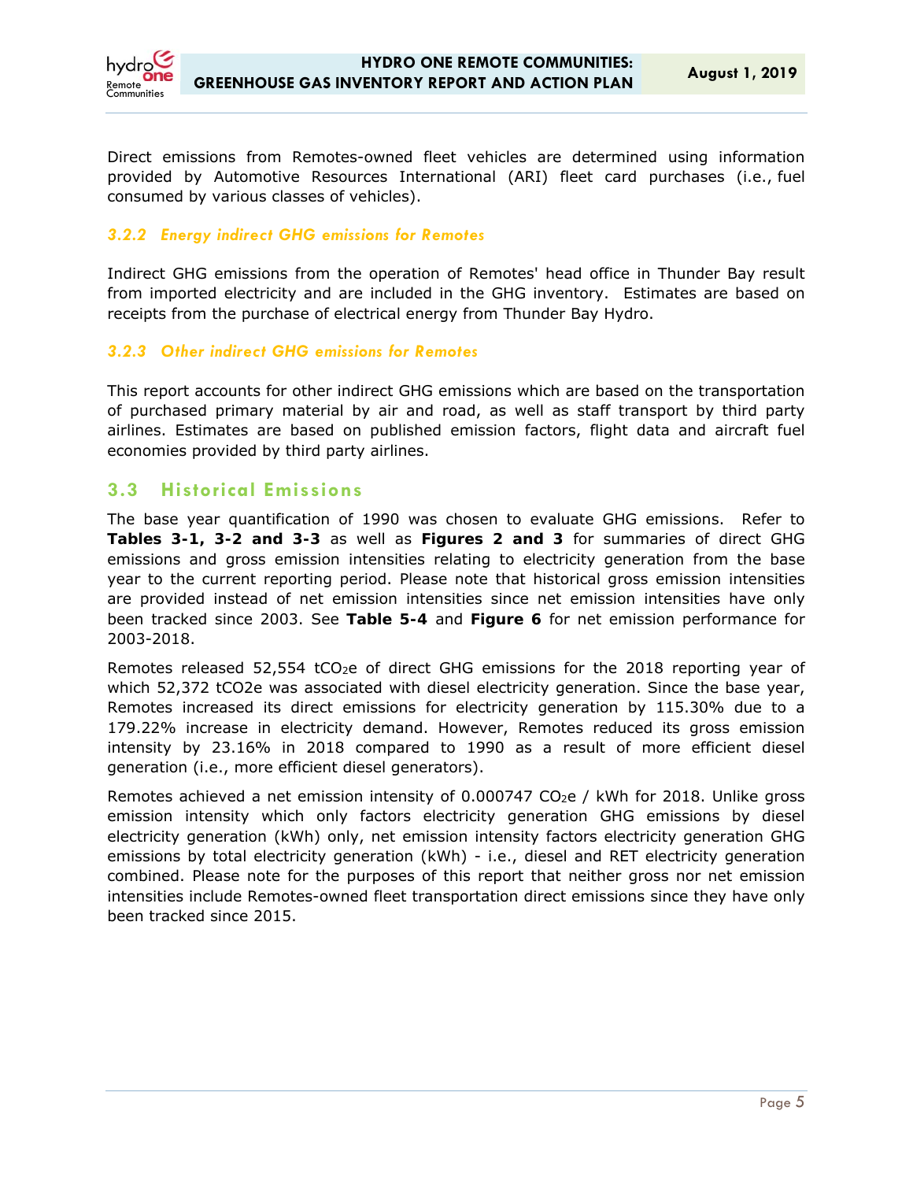Direct emissions from Remotes-owned fleet vehicles are determined using information provided by Automotive Resources International (ARI) fleet card purchases (i.e., fuel consumed by various classes of vehicles).

### *3.2.2 Energy indirect GHG emissions for Remotes*

Indirect GHG emissions from the operation of Remotes' head office in Thunder Bay result from imported electricity and are included in the GHG inventory. Estimates are based on receipts from the purchase of electrical energy from Thunder Bay Hydro.

### *3.2.3 Other indirect GHG emissions for Remotes*

This report accounts for other indirect GHG emissions which are based on the transportation of purchased primary material by air and road, as well as staff transport by third party airlines. Estimates are based on published emission factors, flight data and aircraft fuel economies provided by third party airlines.

## 3.3 Historical Emissions

The base year quantification of 1990 was chosen to evaluate GHG emissions. Refer to **Tables 3-1, 3-2 and 3-3** as well as **Figures 2 and 3** for summaries of direct GHG emissions and gross emission intensities relating to electricity generation from the base year to the current reporting period. Please note that historical gross emission intensities are provided instead of net emission intensities since net emission intensities have only been tracked since 2003. See **Table 5-4** and **Figure 6** for net emission performance for 2003-2018.

Remotes released 52,554 $tCO_2e$ of direct GHG emissions for the 2018 reporting year of which 52,372 tCO2e was associated with diesel electricity generation. Since the base year, Remotes increased its direct emissions for electricity generation by 115.30% due to a 179.22% increase in electricity demand. However, Remotes reduced its gross emission intensity by 23.16% in 2018 compared to 1990 as a result of more efficient diesel generation (i.e., more efficient diesel generators).

Remotes achieved a net emission intensity of 0.000747 $CO_2e$ / kWh for 2018. Unlike gross emission intensity which only factors electricity generation GHG emissions by diesel electricity generation (kWh) only, net emission intensity factors electricity generation GHG emissions by total electricity generation (kWh) - i.e., diesel and RET electricity generation combined. Please note for the purposes of this report that neither gross nor net emission intensities include Remotes-owned fleet transportation direct emissions since they have only been tracked since 2015.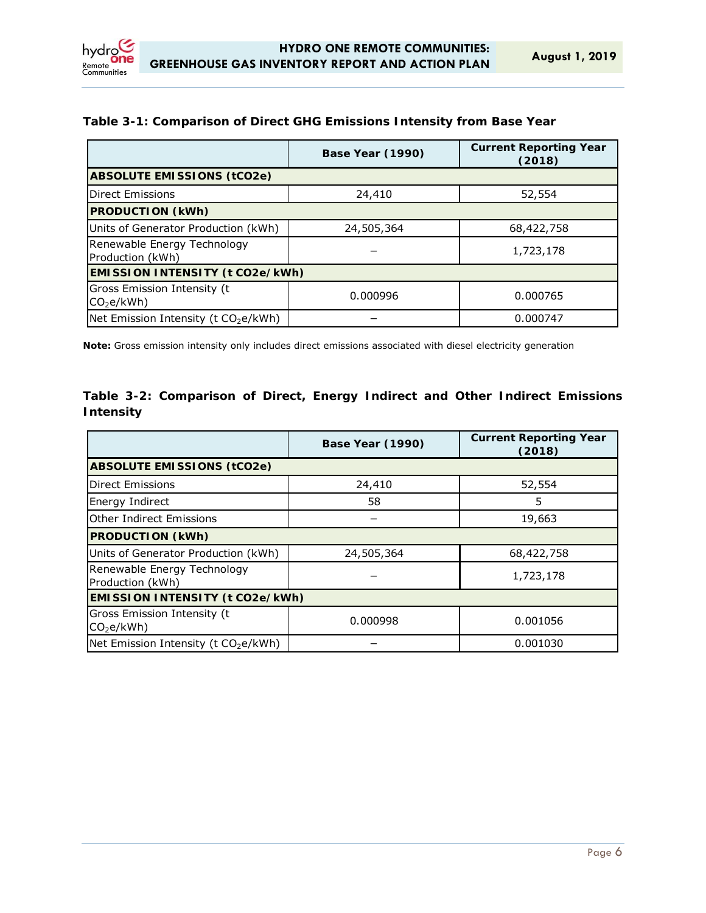**Table 3-1: Comparison of Direct GHG Emissions Intensity from Base Year**

| | Base Year (1990) | Current Reporting Year (2018) |
|---|---|---|
| **ABSOLUTE EMISSIONS (tCO2e)** | | |
| Direct Emissions | 24,410 | 52,554 |
| **PRODUCTION (kWh)** | | |
| Units of Generator Production (kWh) | 24,505,364 | 68,422,758 |
| Renewable Energy Technology Production (kWh) | – | 1,723,178 |
| **EMISSION INTENSITY (t CO2e/kWh)** | | |
| Gross Emission Intensity (t $CO_2e$/kWh) | 0.000996 | 0.000765 |
| Net Emission Intensity (t $CO_2e$/kWh) | – | 0.000747 |

**Note:** Gross emission intensity only includes direct emissions associated with diesel electricity generation

**Table 3-2: Comparison of Direct, Energy Indirect and Other Indirect Emissions Intensity**

| | Base Year (1990) | Current Reporting Year (2018) |
|---|---|---|
| **ABSOLUTE EMISSIONS (tCO2e)** | | |
| Direct Emissions | 24,410 | 52,554 |
| Energy Indirect | 58 | 5 |
| Other Indirect Emissions | – | 19,663 |
| **PRODUCTION (kWh)** | | |
| Units of Generator Production (kWh) | 24,505,364 | 68,422,758 |
| Renewable Energy Technology Production (kWh) | – | 1,723,178 |
| **EMISSION INTENSITY (t CO2e/kWh)** | | |
| Gross Emission Intensity (t $CO_2e$/kWh) | 0.000998 | 0.001056 |
| Net Emission Intensity (t $CO_2e$/kWh) | – | 0.001030 |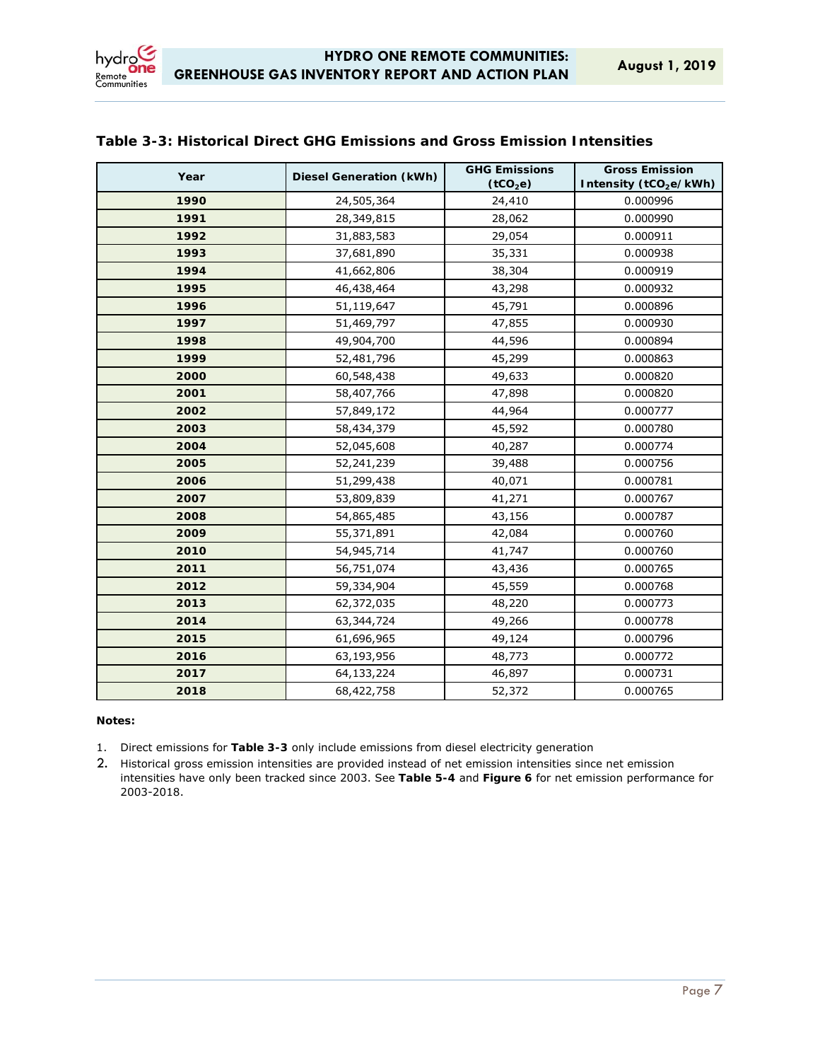**Table 3-3: Historical Direct GHG Emissions and Gross Emission Intensities**

| Year | Diesel Generation (kWh) | GHG Emissions ($tCO_2e$) | Gross Emission Intensity ($tCO_2e$/kWh) |
|---|---|---|---|
| **1990** | 24,505,364 | 24,410 | 0.000996 |
| **1991** | 28,349,815 | 28,062 | 0.000990 |
| **1992** | 31,883,583 | 29,054 | 0.000911 |
| **1993** | 37,681,890 | 35,331 | 0.000938 |
| **1994** | 41,662,806 | 38,304 | 0.000919 |
| **1995** | 46,438,464 | 43,298 | 0.000932 |
| **1996** | 51,119,647 | 45,791 | 0.000896 |
| **1997** | 51,469,797 | 47,855 | 0.000930 |
| **1998** | 49,904,700 | 44,596 | 0.000894 |
| **1999** | 52,481,796 | 45,299 | 0.000863 |
| **2000** | 60,548,438 | 49,633 | 0.000820 |
| **2001** | 58,407,766 | 47,898 | 0.000820 |
| **2002** | 57,849,172 | 44,964 | 0.000777 |
| **2003** | 58,434,379 | 45,592 | 0.000780 |
| **2004** | 52,045,608 | 40,287 | 0.000774 |
| **2005** | 52,241,239 | 39,488 | 0.000756 |
| **2006** | 51,299,438 | 40,071 | 0.000781 |
| **2007** | 53,809,839 | 41,271 | 0.000767 |
| **2008** | 54,865,485 | 43,156 | 0.000787 |
| **2009** | 55,371,891 | 42,084 | 0.000760 |
| **2010** | 54,945,714 | 41,747 | 0.000760 |
| **2011** | 56,751,074 | 43,436 | 0.000765 |
| **2012** | 59,334,904 | 45,559 | 0.000768 |
| **2013** | 62,372,035 | 48,220 | 0.000773 |
| **2014** | 63,344,724 | 49,266 | 0.000778 |
| **2015** | 61,696,965 | 49,124 | 0.000796 |
| **2016** | 63,193,956 | 48,773 | 0.000772 |
| **2017** | 64,133,224 | 46,897 | 0.000731 |
| **2018** | 68,422,758 | 52,372 | 0.000765 |

**Notes:**

1. Direct emissions for **Table 3-3** only include emissions from diesel electricity generation
2. Historical gross emission intensities are provided instead of net emission intensities since net emission intensities have only been tracked since 2003. See **Table 5-4** and **Figure 6** for net emission performance for 2003-2018.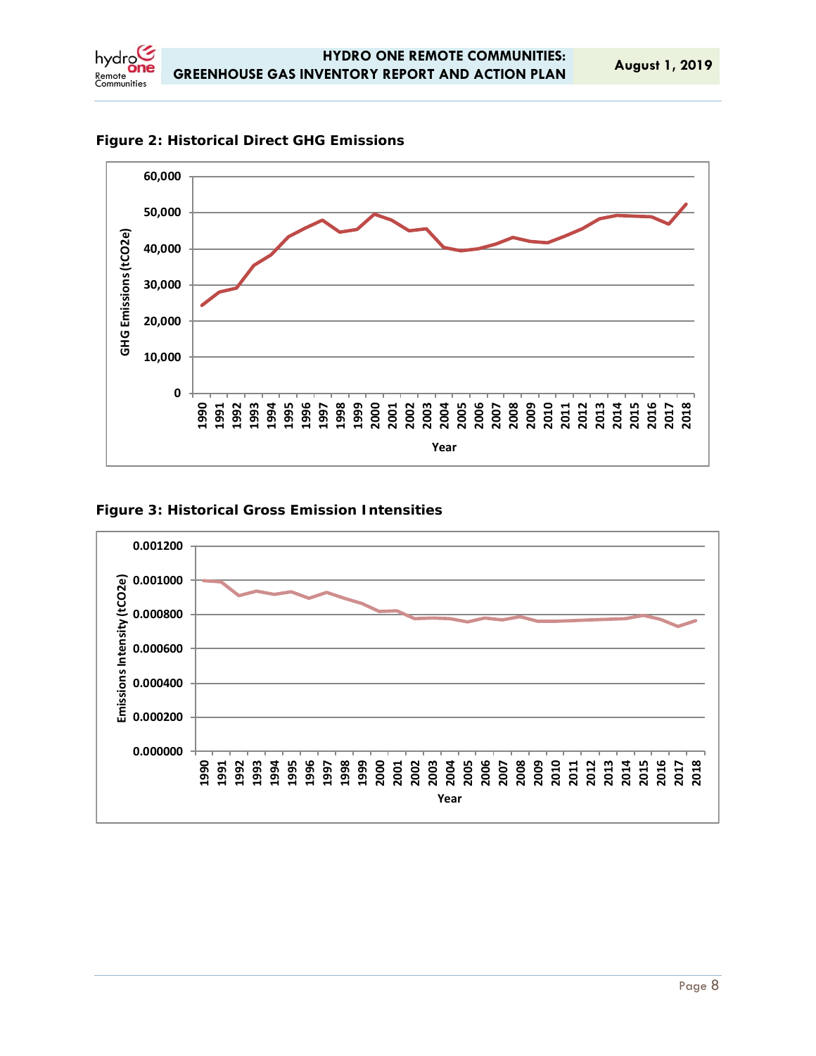**Figure 2: Historical Direct GHG Emissions**

**Figure 3: Historical Gross Emission Intensities**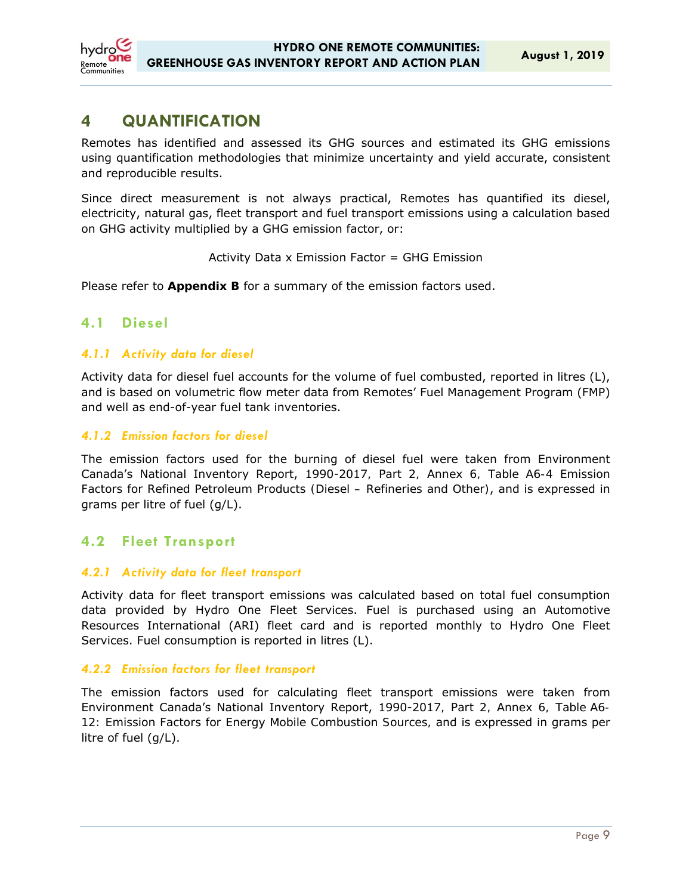# 4 QUANTIFICATION

Remotes has identified and assessed its GHG sources and estimated its GHG emissions using quantification methodologies that minimize uncertainty and yield accurate, consistent and reproducible results.

Since direct measurement is not always practical, Remotes has quantified its diesel, electricity, natural gas, fleet transport and fuel transport emissions using a calculation based on GHG activity multiplied by a GHG emission factor, or:

Activity Data x Emission Factor = GHG Emission

Please refer to **Appendix B** for a summary of the emission factors used.

## 4.1 Diesel

### *4.1.1 Activity data for diesel*

Activity data for diesel fuel accounts for the volume of fuel combusted, reported in litres (L), and is based on volumetric flow meter data from Remotes' Fuel Management Program (FMP) and well as end-of-year fuel tank inventories.

### *4.1.2 Emission factors for diesel*

The emission factors used for the burning of diesel fuel were taken from Environment Canada's National Inventory Report, 1990-2017, Part 2, Annex 6, Table A6-4 Emission Factors for Refined Petroleum Products (Diesel – Refineries and Other), and is expressed in grams per litre of fuel (g/L).

## 4.2 Fleet Transport

### *4.2.1 Activity data for fleet transport*

Activity data for fleet transport emissions was calculated based on total fuel consumption data provided by Hydro One Fleet Services. Fuel is purchased using an Automotive Resources International (ARI) fleet card and is reported monthly to Hydro One Fleet Services. Fuel consumption is reported in litres (L).

### *4.2.2 Emission factors for fleet transport*

The emission factors used for calculating fleet transport emissions were taken from Environment Canada's National Inventory Report, 1990-2017, Part 2, Annex 6, Table A6-12: Emission Factors for Energy Mobile Combustion Sources, and is expressed in grams per litre of fuel (g/L).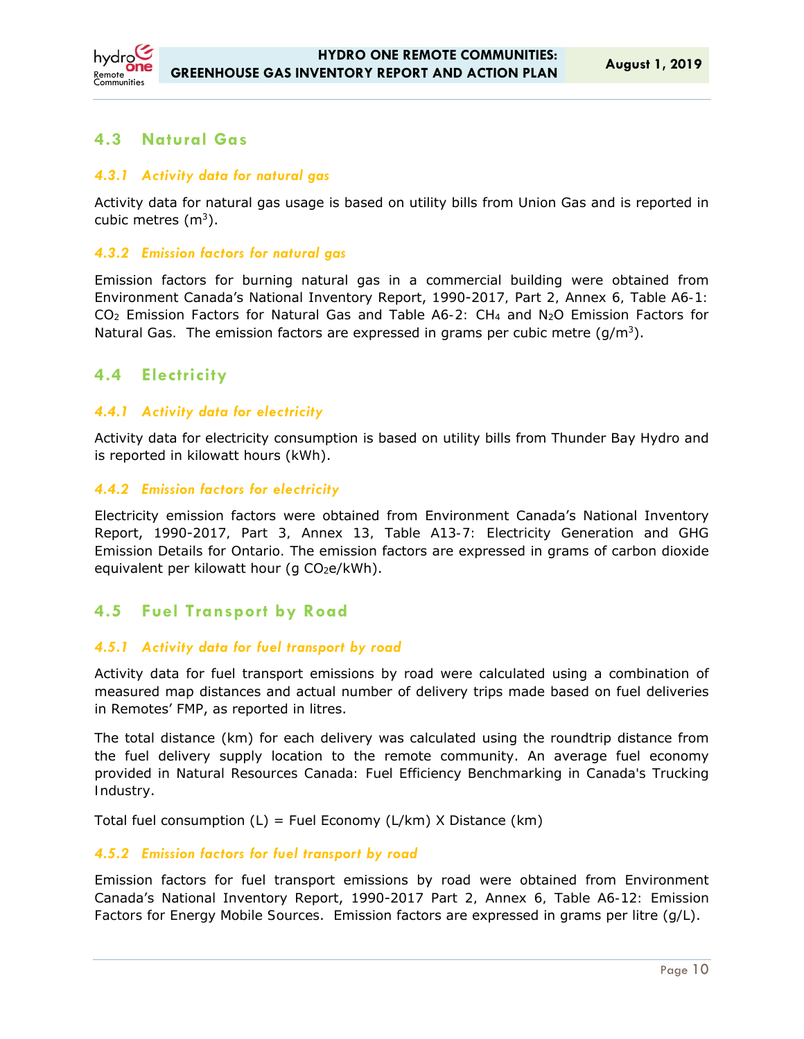## 4.3 Natural Gas

### 4.3.1 Activity data for natural gas

Activity data for natural gas usage is based on utility bills from Union Gas and is reported in cubic metres ($m^3$).

### 4.3.2 Emission factors for natural gas

Emission factors for burning natural gas in a commercial building were obtained from Environment Canada's National Inventory Report, 1990-2017, Part 2, Annex 6, Table A6-1: $CO_2$ Emission Factors for Natural Gas and Table A6-2: $CH_4$ and $N_2O$ Emission Factors for Natural Gas. The emission factors are expressed in grams per cubic metre ($g/m^3$).

## 4.4 Electricity

### 4.4.1 Activity data for electricity

Activity data for electricity consumption is based on utility bills from Thunder Bay Hydro and is reported in kilowatt hours (kWh).

### 4.4.2 Emission factors for electricity

Electricity emission factors were obtained from Environment Canada's National Inventory Report, 1990-2017, Part 3, Annex 13, Table A13-7: Electricity Generation and GHG Emission Details for Ontario. The emission factors are expressed in grams of carbon dioxide equivalent per kilowatt hour (g $CO_2$e/kWh).

## 4.5 Fuel Transport by Road

### 4.5.1 Activity data for fuel transport by road

Activity data for fuel transport emissions by road were calculated using a combination of measured map distances and actual number of delivery trips made based on fuel deliveries in Remotes' FMP, as reported in litres.

The total distance (km) for each delivery was calculated using the roundtrip distance from the fuel delivery supply location to the remote community. An average fuel economy provided in Natural Resources Canada: Fuel Efficiency Benchmarking in Canada's Trucking Industry.

Total fuel consumption (L) = Fuel Economy (L/km) X Distance (km)

### 4.5.2 Emission factors for fuel transport by road

Emission factors for fuel transport emissions by road were obtained from Environment Canada's National Inventory Report, 1990-2017 Part 2, Annex 6, Table A6-12: Emission Factors for Energy Mobile Sources. Emission factors are expressed in grams per litre (g/L).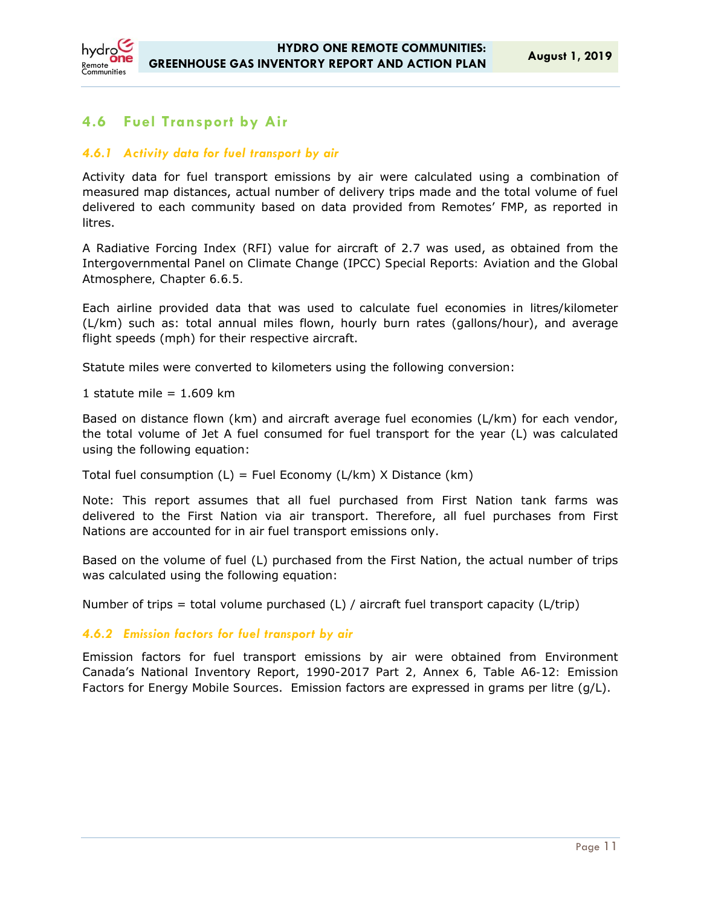## 4.6 Fuel Transport by Air

### 4.6.1 Activity data for fuel transport by air

Activity data for fuel transport emissions by air were calculated using a combination of measured map distances, actual number of delivery trips made and the total volume of fuel delivered to each community based on data provided from Remotes' FMP, as reported in litres.

A Radiative Forcing Index (RFI) value for aircraft of 2.7 was used, as obtained from the Intergovernmental Panel on Climate Change (IPCC) Special Reports: Aviation and the Global Atmosphere, Chapter 6.6.5.

Each airline provided data that was used to calculate fuel economies in litres/kilometer (L/km) such as: total annual miles flown, hourly burn rates (gallons/hour), and average flight speeds (mph) for their respective aircraft.

Statute miles were converted to kilometers using the following conversion:

1 statute mile = 1.609 km

Based on distance flown (km) and aircraft average fuel economies (L/km) for each vendor, the total volume of Jet A fuel consumed for fuel transport for the year (L) was calculated using the following equation:

Total fuel consumption (L) = Fuel Economy (L/km) X Distance (km)

Note: This report assumes that all fuel purchased from First Nation tank farms was delivered to the First Nation via air transport. Therefore, all fuel purchases from First Nations are accounted for in air fuel transport emissions only.

Based on the volume of fuel (L) purchased from the First Nation, the actual number of trips was calculated using the following equation:

Number of trips = total volume purchased (L) / aircraft fuel transport capacity (L/trip)

### 4.6.2 Emission factors for fuel transport by air

Emission factors for fuel transport emissions by air were obtained from Environment Canada's National Inventory Report, 1990-2017 Part 2, Annex 6, Table A6-12: Emission Factors for Energy Mobile Sources. Emission factors are expressed in grams per litre (g/L).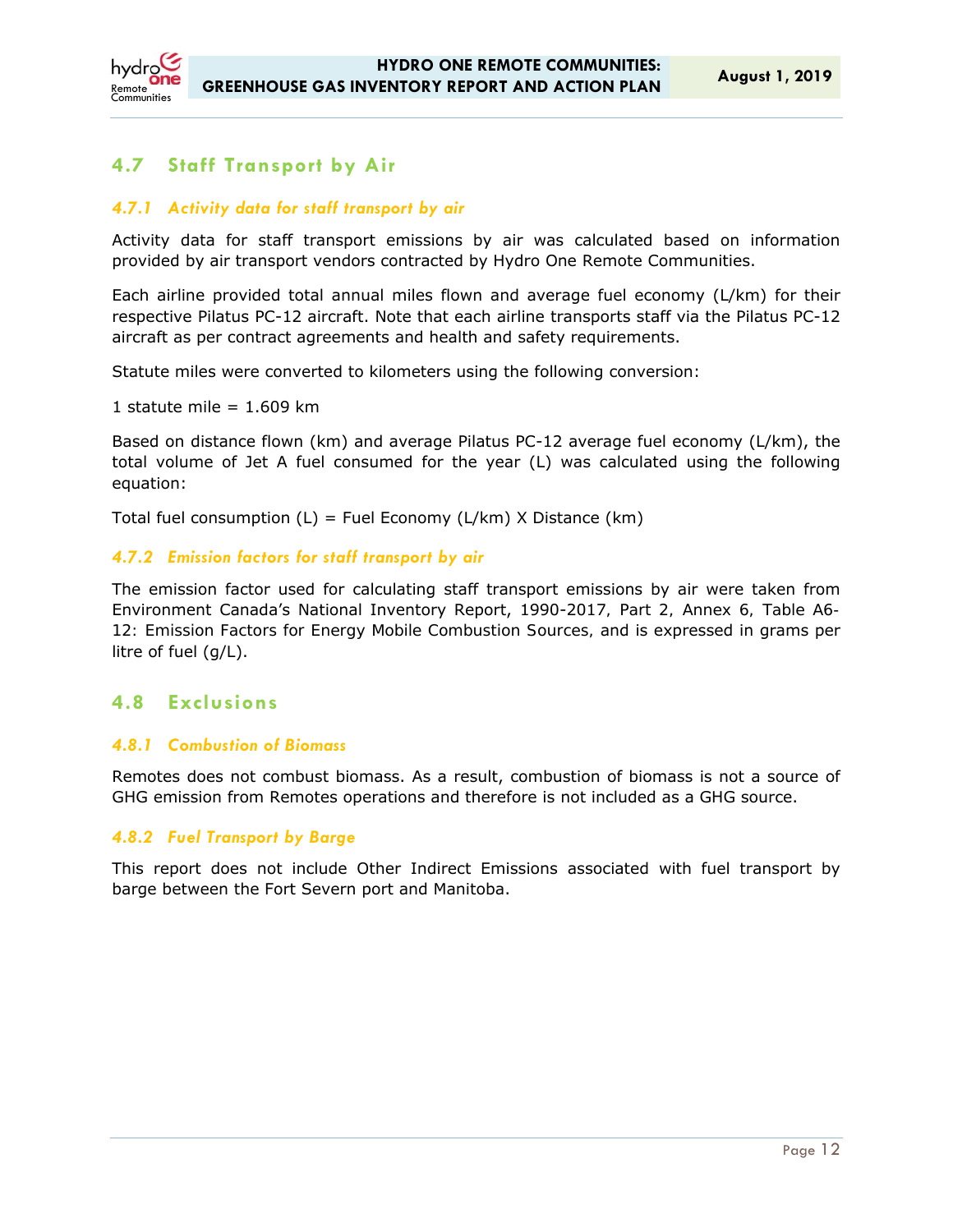## 4.7 Staff Transport by Air

### 4.7.1 Activity data for staff transport by air

Activity data for staff transport emissions by air was calculated based on information provided by air transport vendors contracted by Hydro One Remote Communities.

Each airline provided total annual miles flown and average fuel economy (L/km) for their respective Pilatus PC-12 aircraft. Note that each airline transports staff via the Pilatus PC-12 aircraft as per contract agreements and health and safety requirements.

Statute miles were converted to kilometers using the following conversion:

1 statute mile = 1.609 km

Based on distance flown (km) and average Pilatus PC-12 average fuel economy (L/km), the total volume of Jet A fuel consumed for the year (L) was calculated using the following equation:

Total fuel consumption (L) = Fuel Economy (L/km) X Distance (km)

### 4.7.2 Emission factors for staff transport by air

The emission factor used for calculating staff transport emissions by air were taken from Environment Canada's National Inventory Report, 1990-2017, Part 2, Annex 6, Table A6-12: Emission Factors for Energy Mobile Combustion Sources, and is expressed in grams per litre of fuel (g/L).

## 4.8 Exclusions

### 4.8.1 Combustion of Biomass

Remotes does not combust biomass. As a result, combustion of biomass is not a source of GHG emission from Remotes operations and therefore is not included as a GHG source.

### 4.8.2 Fuel Transport by Barge

This report does not include Other Indirect Emissions associated with fuel transport by barge between the Fort Severn port and Manitoba.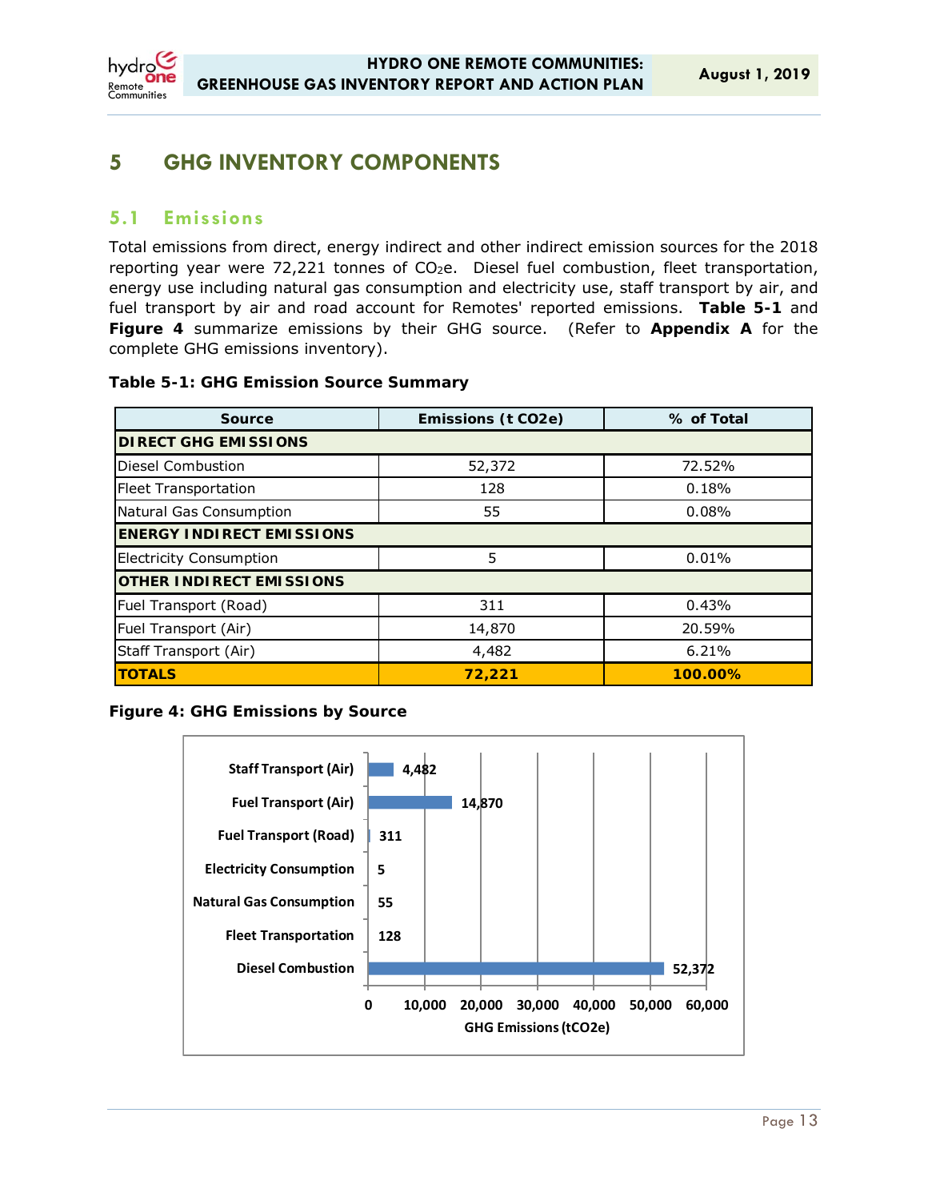# 5 GHG INVENTORY COMPONENTS

## 5.1 Emissions

Total emissions from direct, energy indirect and other indirect emission sources for the 2018 reporting year were 72,221 tonnes of $CO_2e$. Diesel fuel combustion, fleet transportation, energy use including natural gas consumption and electricity use, staff transport by air, and fuel transport by air and road account for Remotes' reported emissions. **Table 5-1** and **Figure 4** summarize emissions by their GHG source. (Refer to **Appendix A** for the complete GHG emissions inventory).

**Table 5-1: GHG Emission Source Summary**

| Source | Emissions (t CO2e) | % of Total |
|---|---|---|
| **DIRECT GHG EMISSIONS** | | |
| Diesel Combustion | 52,372 | 72.52% |
| Fleet Transportation | 128 | 0.18% |
| Natural Gas Consumption | 55 | 0.08% |
| **ENERGY INDIRECT EMISSIONS** | | |
| Electricity Consumption | 5 | 0.01% |
| **OTHER INDIRECT EMISSIONS** | | |
| Fuel Transport (Road) | 311 | 0.43% |
| Fuel Transport (Air) | 14,870 | 20.59% |
| Staff Transport (Air) | 4,482 | 6.21% |
| **TOTALS** | **72,221** | **100.00%** |

**Figure 4: GHG Emissions by Source**

| Source | GHG Emissions (tCO2e) |
|---|---|
| Staff Transport (Air) | 4,482 |
| Fuel Transport (Air) | 14,870 |
| Fuel Transport (Road) | 311 |
| Electricity Consumption | 5 |
| Natural Gas Consumption | 55 |
| Fleet Transportation | 128 |
| Diesel Combustion | 52,372 |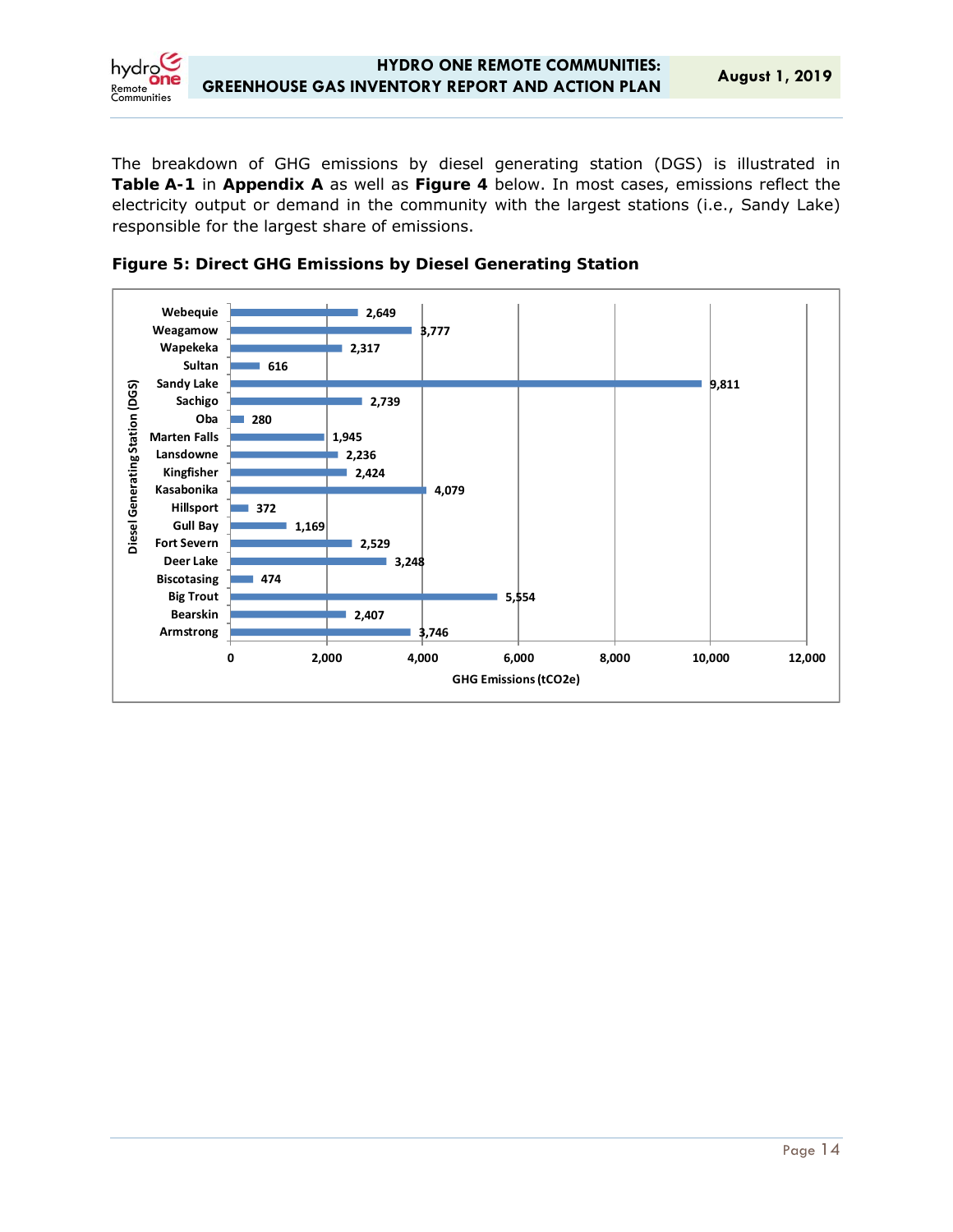The breakdown of GHG emissions by diesel generating station (DGS) is illustrated in **Table A-1** in **Appendix A** as well as **Figure 4** below. In most cases, emissions reflect the electricity output or demand in the community with the largest stations (i.e., Sandy Lake) responsible for the largest share of emissions.

**Figure 5: Direct GHG Emissions by Diesel Generating Station**

| Diesel Generating Station (DGS) | GHG Emissions (tCO2e) |
|---|---|
| Webequie | 2,649 |
| Weagamow | 3,777 |
| Wapekeka | 2,317 |
| Sultan | 616 |
| Sandy Lake | 9,811 |
| Sachigo | 2,739 |
| Oba | 280 |
| Marten Falls | 1,945 |
| Lansdowne | 2,236 |
| Kingfisher | 2,424 |
| Kasabonika | 4,079 |
| Hillsport | 372 |
| Gull Bay | 1,169 |
| Fort Severn | 2,529 |
| Deer Lake | 3,248 |
| Biscotasing | 474 |
| Big Trout | 5,554 |
| Bearskin | 2,407 |
| Armstrong | 3,746 |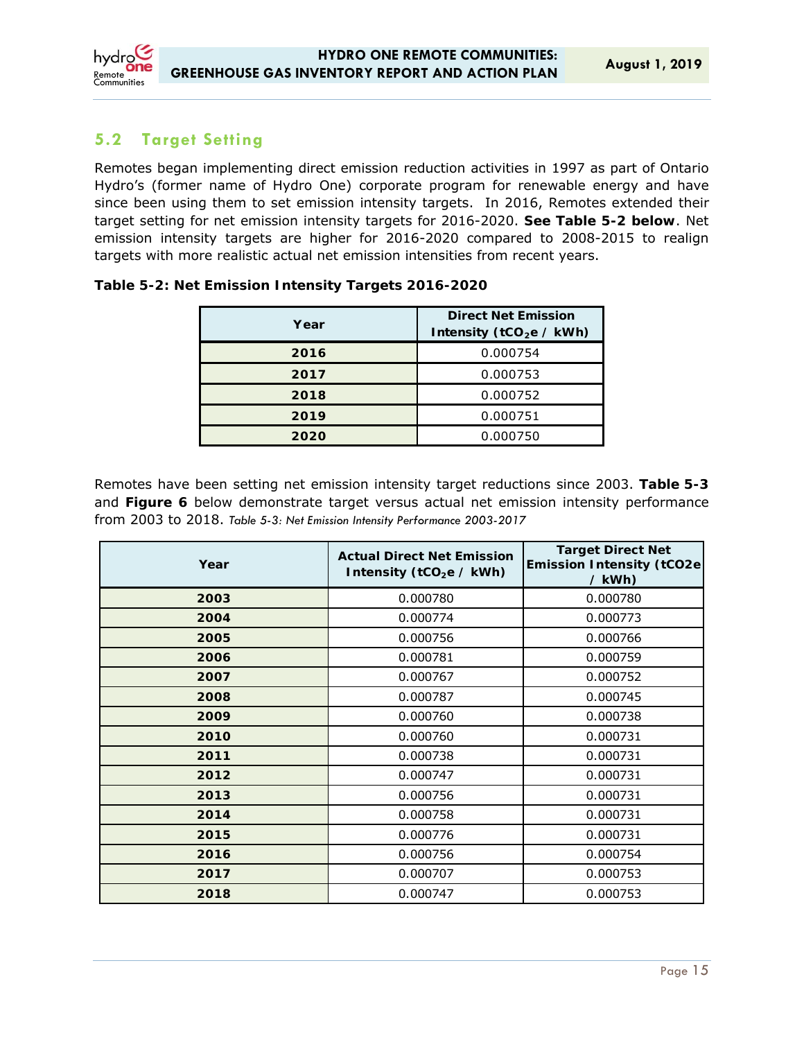## 5.2 Target Setting

Remotes began implementing direct emission reduction activities in 1997 as part of Ontario Hydro's (former name of Hydro One) corporate program for renewable energy and have since been using them to set emission intensity targets. In 2016, Remotes extended their target setting for net emission intensity targets for 2016-2020. **See Table 5-2 below**. Net emission intensity targets are higher for 2016-2020 compared to 2008-2015 to realign targets with more realistic actual net emission intensities from recent years.

**Table 5-2: Net Emission Intensity Targets 2016-2020**

| Year | Direct Net Emission Intensity ($tCO_2e$ / kWh) |
|---|---|
| **2016** | 0.000754 |
| **2017** | 0.000753 |
| **2018** | 0.000752 |
| **2019** | 0.000751 |
| **2020** | 0.000750 |

Remotes have been setting net emission intensity target reductions since 2003. **Table 5-3** and **Figure 6** below demonstrate target versus actual net emission intensity performance from 2003 to 2018. *Table 5-3: Net Emission Intensity Performance 2003-2017*

| Year | Actual Direct Net Emission Intensity ($tCO_2e$ / kWh) | Target Direct Net Emission Intensity (tCO2e / kWh) |
|---|---|---|
| **2003** | 0.000780 | 0.000780 |
| **2004** | 0.000774 | 0.000773 |
| **2005** | 0.000756 | 0.000766 |
| **2006** | 0.000781 | 0.000759 |
| **2007** | 0.000767 | 0.000752 |
| **2008** | 0.000787 | 0.000745 |
| **2009** | 0.000760 | 0.000738 |
| **2010** | 0.000760 | 0.000731 |
| **2011** | 0.000738 | 0.000731 |
| **2012** | 0.000747 | 0.000731 |
| **2013** | 0.000756 | 0.000731 |
| **2014** | 0.000758 | 0.000731 |
| **2015** | 0.000776 | 0.000731 |
| **2016** | 0.000756 | 0.000754 |
| **2017** | 0.000707 | 0.000753 |
| **2018** | 0.000747 | 0.000753 |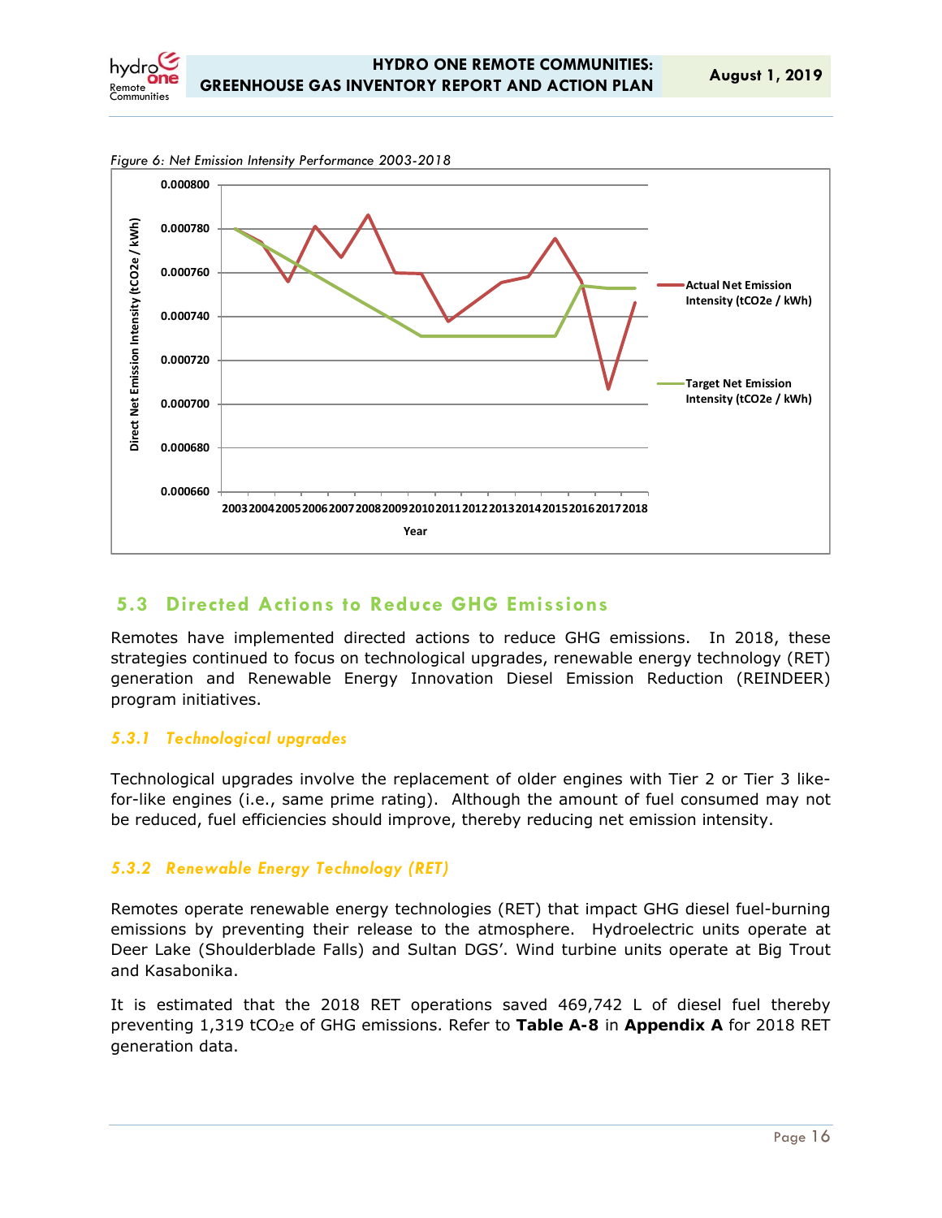*Figure 6: Net Emission Intensity Performance 2003-2018*

## 5.3 Directed Actions to Reduce GHG Emissions

Remotes have implemented directed actions to reduce GHG emissions. In 2018, these strategies continued to focus on technological upgrades, renewable energy technology (RET) generation and Renewable Energy Innovation Diesel Emission Reduction (REINDEER) program initiatives.

### *5.3.1 Technological upgrades*

Technological upgrades involve the replacement of older engines with Tier 2 or Tier 3 like-for-like engines (i.e., same prime rating). Although the amount of fuel consumed may not be reduced, fuel efficiencies should improve, thereby reducing net emission intensity.

### *5.3.2 Renewable Energy Technology (RET)*

Remotes operate renewable energy technologies (RET) that impact GHG diesel fuel-burning emissions by preventing their release to the atmosphere. Hydroelectric units operate at Deer Lake (Shoulderblade Falls) and Sultan DGS'. Wind turbine units operate at Big Trout and Kasabonika.

It is estimated that the 2018 RET operations saved 469,742 L of diesel fuel thereby preventing 1,319 $tCO_2e$ of GHG emissions. Refer to **Table A-8** in **Appendix A** for 2018 RET generation data.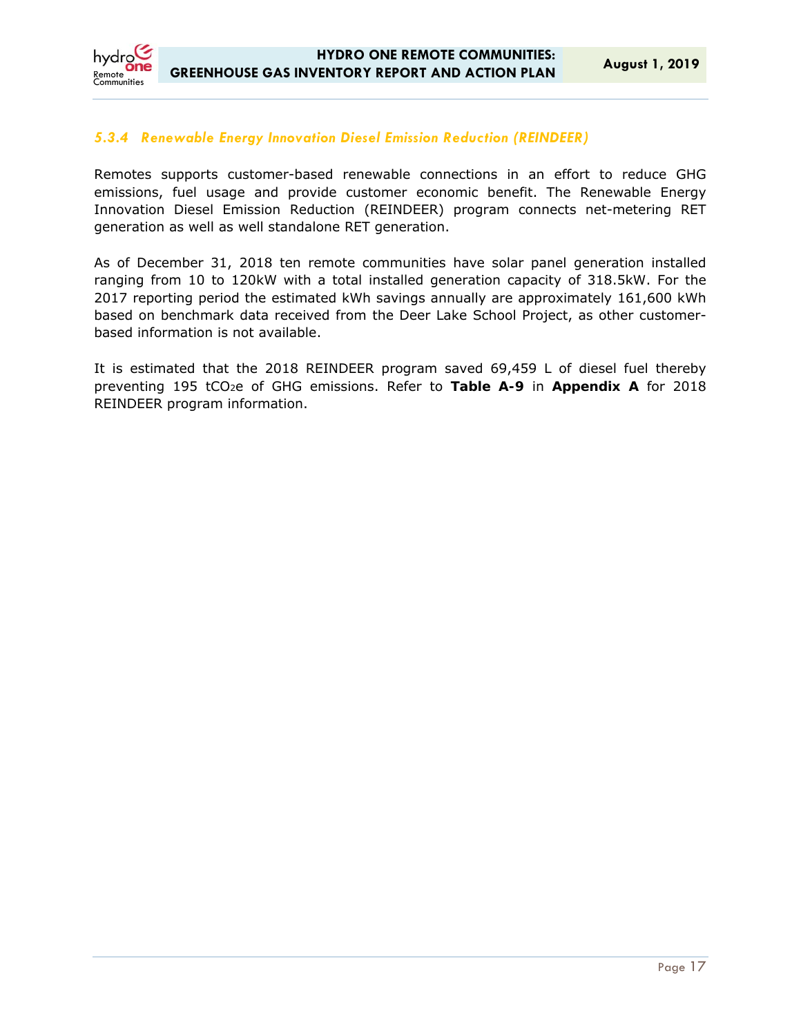### *5.3.4 Renewable Energy Innovation Diesel Emission Reduction (REINDEER)*

Remotes supports customer-based renewable connections in an effort to reduce GHG emissions, fuel usage and provide customer economic benefit. The Renewable Energy Innovation Diesel Emission Reduction (REINDEER) program connects net-metering RET generation as well as well standalone RET generation.

As of December 31, 2018 ten remote communities have solar panel generation installed ranging from 10 to 120kW with a total installed generation capacity of 318.5kW. For the 2017 reporting period the estimated kWh savings annually are approximately 161,600 kWh based on benchmark data received from the Deer Lake School Project, as other customer-based information is not available.

It is estimated that the 2018 REINDEER program saved 69,459 L of diesel fuel thereby preventing 195 $tCO_2e$ of GHG emissions. Refer to **Table A-9** in **Appendix A** for 2018 REINDEER program information.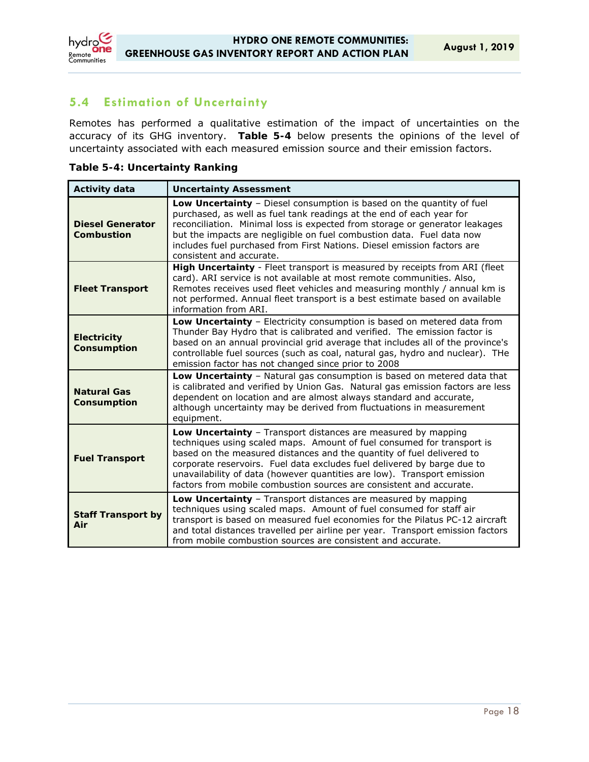## 5.4 Estimation of Uncertainty

Remotes has performed a qualitative estimation of the impact of uncertainties on the accuracy of its GHG inventory. **Table 5-4** below presents the opinions of the level of uncertainty associated with each measured emission source and their emission factors.

**Table 5-4: Uncertainty Ranking**

| Activity data | Uncertainty Assessment |
|---|---|
| **Diesel Generator Combustion** | **Low Uncertainty** – Diesel consumption is based on the quantity of fuel purchased, as well as fuel tank readings at the end of each year for reconciliation. Minimal loss is expected from storage or generator leakages but the impacts are negligible on fuel combustion data. Fuel data now includes fuel purchased from First Nations. Diesel emission factors are consistent and accurate. |
| **Fleet Transport** | **High Uncertainty** - Fleet transport is measured by receipts from ARI (fleet card). ARI service is not available at most remote communities. Also, Remotes receives used fleet vehicles and measuring monthly / annual km is not performed. Annual fleet transport is a best estimate based on available information from ARI. |
| **Electricity Consumption** | **Low Uncertainty** – Electricity consumption is based on metered data from Thunder Bay Hydro that is calibrated and verified. The emission factor is based on an annual provincial grid average that includes all of the province's controllable fuel sources (such as coal, natural gas, hydro and nuclear). THe emission factor has not changed since prior to 2008 |
| **Natural Gas Consumption** | **Low Uncertainty** – Natural gas consumption is based on metered data that is calibrated and verified by Union Gas. Natural gas emission factors are less dependent on location and are almost always standard and accurate, although uncertainty may be derived from fluctuations in measurement equipment. |
| **Fuel Transport** | **Low Uncertainty** – Transport distances are measured by mapping techniques using scaled maps. Amount of fuel consumed for transport is based on the measured distances and the quantity of fuel delivered to corporate reservoirs. Fuel data excludes fuel delivered by barge due to unavailability of data (however quantities are low). Transport emission factors from mobile combustion sources are consistent and accurate. |
| **Staff Transport by Air** | **Low Uncertainty** – Transport distances are measured by mapping techniques using scaled maps. Amount of fuel consumed for staff air transport is based on measured fuel economies for the Pilatus PC-12 aircraft and total distances travelled per airline per year. Transport emission factors from mobile combustion sources are consistent and accurate. |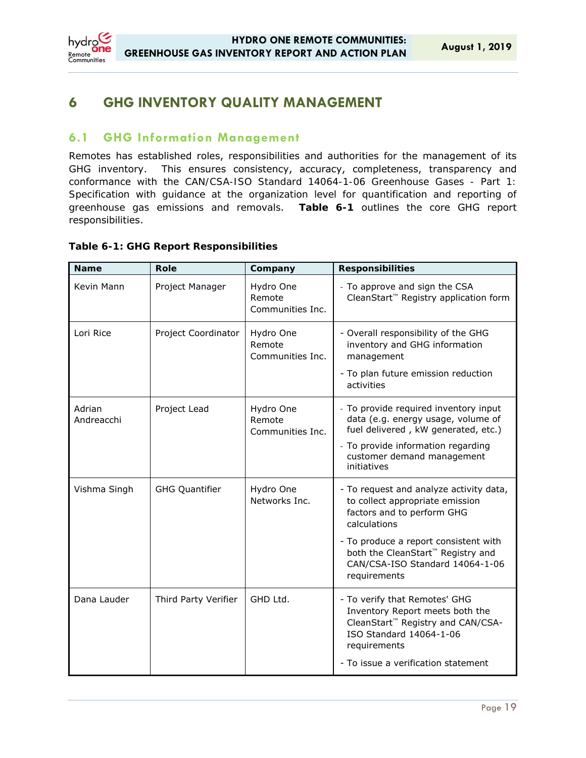# 6 GHG INVENTORY QUALITY MANAGEMENT

## 6.1 GHG Information Management

Remotes has established roles, responsibilities and authorities for the management of its GHG inventory. This ensures consistency, accuracy, completeness, transparency and conformance with the CAN/CSA-ISO Standard 14064-1-06 Greenhouse Gases - Part 1: Specification with guidance at the organization level for quantification and reporting of greenhouse gas emissions and removals. **Table 6-1** outlines the core GHG report responsibilities.

**Table 6-1: GHG Report Responsibilities**

| Name | Role | Company | Responsibilities |
|---|---|---|---|
| Kevin Mann | Project Manager | Hydro One Remote Communities Inc. | - To approve and sign the CSA CleanStart™ Registry application form |
| Lori Rice | Project Coordinator | Hydro One Remote Communities Inc. | - Overall responsibility of the GHG inventory and GHG information management<br>- To plan future emission reduction activities |
| Adrian Andreacchi | Project Lead | Hydro One Remote Communities Inc. | - To provide required inventory input data (e.g. energy usage, volume of fuel delivered , kW generated, etc.)<br>- To provide information regarding customer demand management initiatives |
| Vishma Singh | GHG Quantifier | Hydro One Networks Inc. | - To request and analyze activity data, to collect appropriate emission factors and to perform GHG calculations<br>- To produce a report consistent with both the CleanStart™ Registry and CAN/CSA-ISO Standard 14064-1-06 requirements |
| Dana Lauder | Third Party Verifier | GHD Ltd. | - To verify that Remotes' GHG Inventory Report meets both the CleanStart™ Registry and CAN/CSA-ISO Standard 14064-1-06 requirements<br>- To issue a verification statement |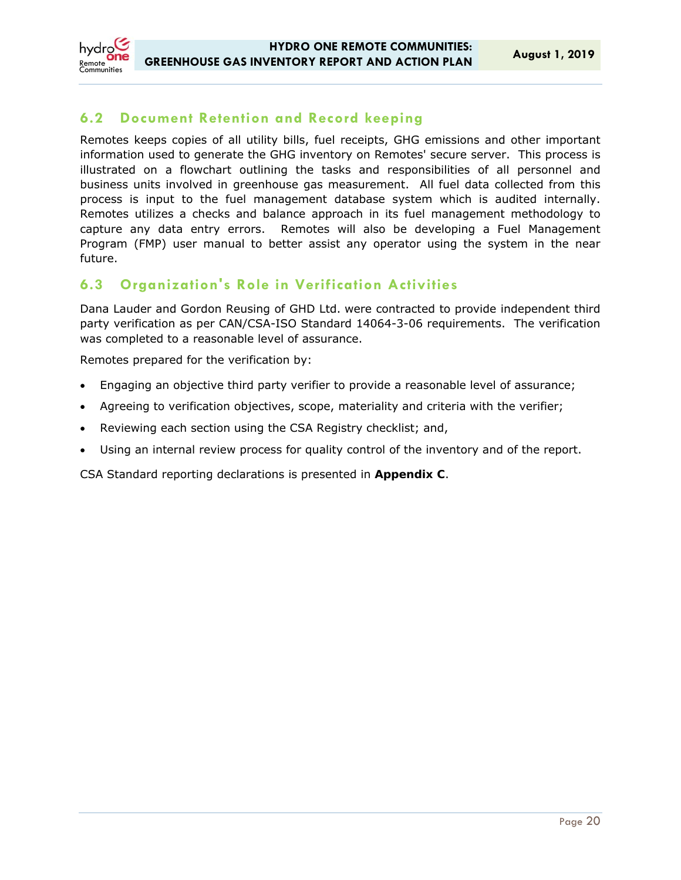## 6.2 Document Retention and Record keeping

Remotes keeps copies of all utility bills, fuel receipts, GHG emissions and other important information used to generate the GHG inventory on Remotes' secure server. This process is illustrated on a flowchart outlining the tasks and responsibilities of all personnel and business units involved in greenhouse gas measurement. All fuel data collected from this process is input to the fuel management database system which is audited internally. Remotes utilizes a checks and balance approach in its fuel management methodology to capture any data entry errors. Remotes will also be developing a Fuel Management Program (FMP) user manual to better assist any operator using the system in the near future.

## 6.3 Organization's Role in Verification Activities

Dana Lauder and Gordon Reusing of GHD Ltd. were contracted to provide independent third party verification as per CAN/CSA-ISO Standard 14064-3-06 requirements. The verification was completed to a reasonable level of assurance.

Remotes prepared for the verification by:

- Engaging an objective third party verifier to provide a reasonable level of assurance;
- Agreeing to verification objectives, scope, materiality and criteria with the verifier;
- Reviewing each section using the CSA Registry checklist; and,
- Using an internal review process for quality control of the inventory and of the report.

CSA Standard reporting declarations is presented in **Appendix C**.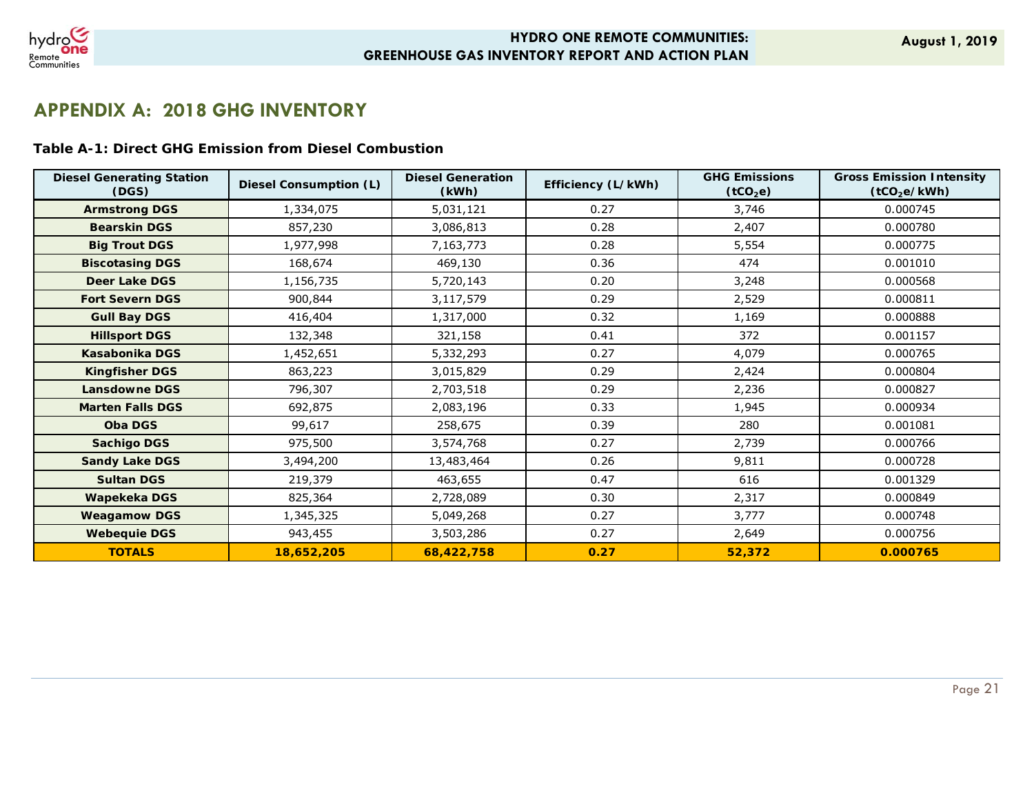# APPENDIX A: 2018 GHG INVENTORY

**Table A-1: Direct GHG Emission from Diesel Combustion**

| Diesel Generating Station (DGS) | Diesel Consumption (L) | Diesel Generation (kWh) | Efficiency (L/kWh) | GHG Emissions ($tCO_2e$) | Gross Emission Intensity ($tCO_2e$/kWh) |
|---|---|---|---|---|---|
| **Armstrong DGS** | 1,334,075 | 5,031,121 | 0.27 | 3,746 | 0.000745 |
| **Bearskin DGS** | 857,230 | 3,086,813 | 0.28 | 2,407 | 0.000780 |
| **Big Trout DGS** | 1,977,998 | 7,163,773 | 0.28 | 5,554 | 0.000775 |
| **Biscotasing DGS** | 168,674 | 469,130 | 0.36 | 474 | 0.001010 |
| **Deer Lake DGS** | 1,156,735 | 5,720,143 | 0.20 | 3,248 | 0.000568 |
| **Fort Severn DGS** | 900,844 | 3,117,579 | 0.29 | 2,529 | 0.000811 |
| **Gull Bay DGS** | 416,404 | 1,317,000 | 0.32 | 1,169 | 0.000888 |
| **Hillsport DGS** | 132,348 | 321,158 | 0.41 | 372 | 0.001157 |
| **Kasabonika DGS** | 1,452,651 | 5,332,293 | 0.27 | 4,079 | 0.000765 |
| **Kingfisher DGS** | 863,223 | 3,015,829 | 0.29 | 2,424 | 0.000804 |
| **Lansdowne DGS** | 796,307 | 2,703,518 | 0.29 | 2,236 | 0.000827 |
| **Marten Falls DGS** | 692,875 | 2,083,196 | 0.33 | 1,945 | 0.000934 |
| **Oba DGS** | 99,617 | 258,675 | 0.39 | 280 | 0.001081 |
| **Sachigo DGS** | 975,500 | 3,574,768 | 0.27 | 2,739 | 0.000766 |
| **Sandy Lake DGS** | 3,494,200 | 13,483,464 | 0.26 | 9,811 | 0.000728 |
| **Sultan DGS** | 219,379 | 463,655 | 0.47 | 616 | 0.001329 |
| **Wapekeka DGS** | 825,364 | 2,728,089 | 0.30 | 2,317 | 0.000849 |
| **Weagamow DGS** | 1,345,325 | 5,049,268 | 0.27 | 3,777 | 0.000748 |
| **Webequie DGS** | 943,455 | 3,503,286 | 0.27 | 2,649 | 0.000756 |
| **TOTALS** | **18,652,205** | **68,422,758** | **0.27** | **52,372** | **0.000765** |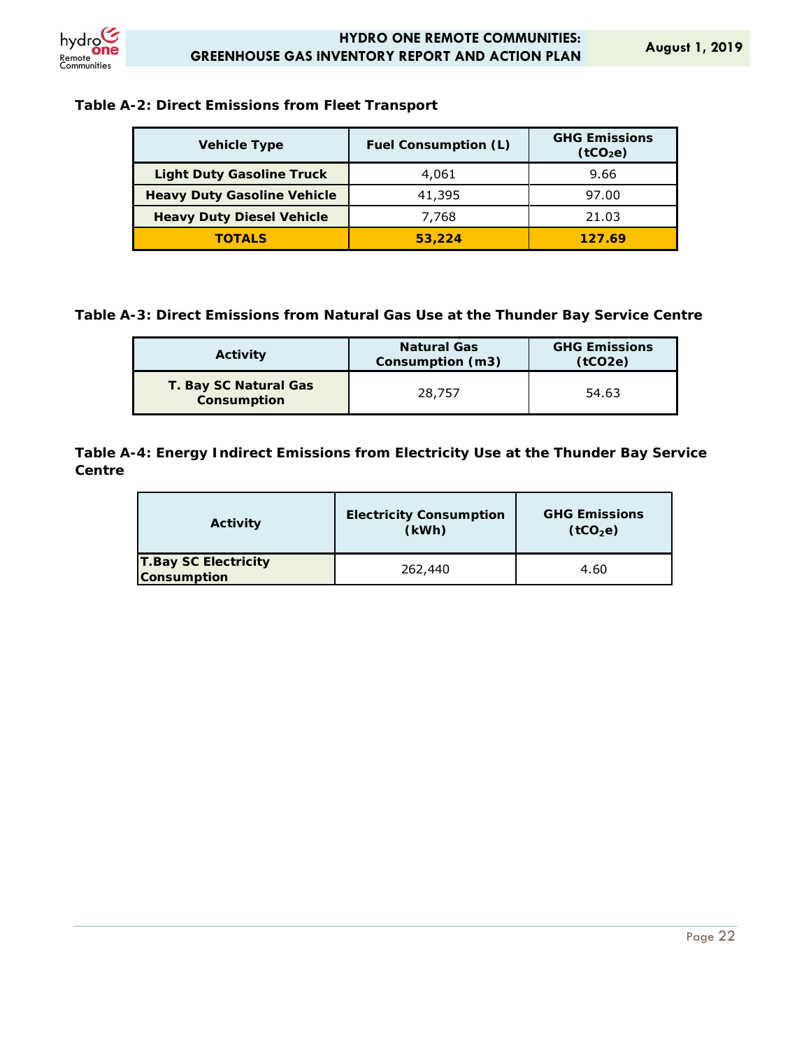**Table A-2: Direct Emissions from Fleet Transport**

| Vehicle Type | Fuel Consumption (L) | GHG Emissions ($tCO_2e$) |
|---|---|---|
| **Light Duty Gasoline Truck** | 4,061 | 9.66 |
| **Heavy Duty Gasoline Vehicle** | 41,395 | 97.00 |
| **Heavy Duty Diesel Vehicle** | 7,768 | 21.03 |
| **TOTALS** | **53,224** | **127.69** |

**Table A-3: Direct Emissions from Natural Gas Use at the Thunder Bay Service Centre**

| Activity | Natural Gas Consumption (m3) | GHG Emissions (tCO2e) |
|---|---|---|
| **T. Bay SC Natural Gas Consumption** | 28,757 | 54.63 |

**Table A-4: Energy Indirect Emissions from Electricity Use at the Thunder Bay Service Centre**

| Activity | Electricity Consumption (kWh) | GHG Emissions ($tCO_2e$) |
|---|---|---|
| **T.Bay SC Electricity Consumption** | 262,440 | 4.60 |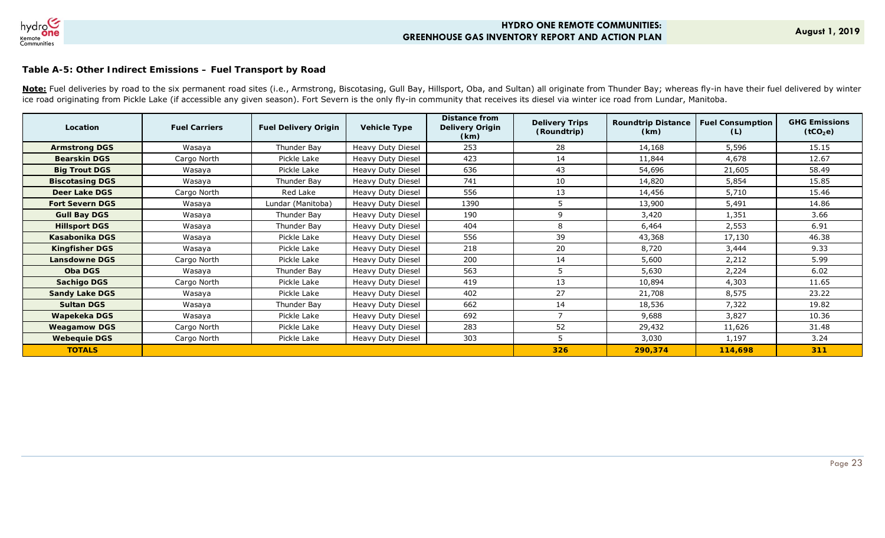**Table A-5: Other Indirect Emissions – Fuel Transport by Road**

**Note:** Fuel deliveries by road to the six permanent road sites (i.e., Armstrong, Biscotasing, Gull Bay, Hillsport, Oba, and Sultan) all originate from Thunder Bay; whereas fly-in have their fuel delivered by winter ice road originating from Pickle Lake (if accessible any given season). Fort Severn is the only fly-in community that receives its diesel via winter ice road from Lundar, Manitoba.

| Location | Fuel Carriers | Fuel Delivery Origin | Vehicle Type | Distance from Delivery Origin (km) | Delivery Trips (Roundtrip) | Roundtrip Distance (km) | Fuel Consumption (L) | GHG Emissions ($tCO_2e$) |
|---|---|---|---|---|---|---|---|---|
| **Armstrong DGS** | Wasaya | Thunder Bay | Heavy Duty Diesel | 253 | 28 | 14,168 | 5,596 | 15.15 |
| **Bearskin DGS** | Cargo North | Pickle Lake | Heavy Duty Diesel | 423 | 14 | 11,844 | 4,678 | 12.67 |
| **Big Trout DGS** | Wasaya | Pickle Lake | Heavy Duty Diesel | 636 | 43 | 54,696 | 21,605 | 58.49 |
| **Biscotasing DGS** | Wasaya | Thunder Bay | Heavy Duty Diesel | 741 | 10 | 14,820 | 5,854 | 15.85 |
| **Deer Lake DGS** | Cargo North | Red Lake | Heavy Duty Diesel | 556 | 13 | 14,456 | 5,710 | 15.46 |
| **Fort Severn DGS** | Wasaya | Lundar (Manitoba) | Heavy Duty Diesel | 1390 | 5 | 13,900 | 5,491 | 14.86 |
| **Gull Bay DGS** | Wasaya | Thunder Bay | Heavy Duty Diesel | 190 | 9 | 3,420 | 1,351 | 3.66 |
| **Hillsport DGS** | Wasaya | Thunder Bay | Heavy Duty Diesel | 404 | 8 | 6,464 | 2,553 | 6.91 |
| **Kasabonika DGS** | Wasaya | Pickle Lake | Heavy Duty Diesel | 556 | 39 | 43,368 | 17,130 | 46.38 |
| **Kingfisher DGS** | Wasaya | Pickle Lake | Heavy Duty Diesel | 218 | 20 | 8,720 | 3,444 | 9.33 |
| **Lansdowne DGS** | Cargo North | Pickle Lake | Heavy Duty Diesel | 200 | 14 | 5,600 | 2,212 | 5.99 |
| **Oba DGS** | Wasaya | Thunder Bay | Heavy Duty Diesel | 563 | 5 | 5,630 | 2,224 | 6.02 |
| **Sachigo DGS** | Cargo North | Pickle Lake | Heavy Duty Diesel | 419 | 13 | 10,894 | 4,303 | 11.65 |
| **Sandy Lake DGS** | Wasaya | Pickle Lake | Heavy Duty Diesel | 402 | 27 | 21,708 | 8,575 | 23.22 |
| **Sultan DGS** | Wasaya | Thunder Bay | Heavy Duty Diesel | 662 | 14 | 18,536 | 7,322 | 19.82 |
| **Wapekeka DGS** | Wasaya | Pickle Lake | Heavy Duty Diesel | 692 | 7 | 9,688 | 3,827 | 10.36 |
| **Weagamow DGS** | Cargo North | Pickle Lake | Heavy Duty Diesel | 283 | 52 | 29,432 | 11,626 | 31.48 |
| **Webequie DGS** | Cargo North | Pickle Lake | Heavy Duty Diesel | 303 | 5 | 3,030 | 1,197 | 3.24 |
| **TOTALS** | | | | | **326** | **290,374** | **114,698** | **311** |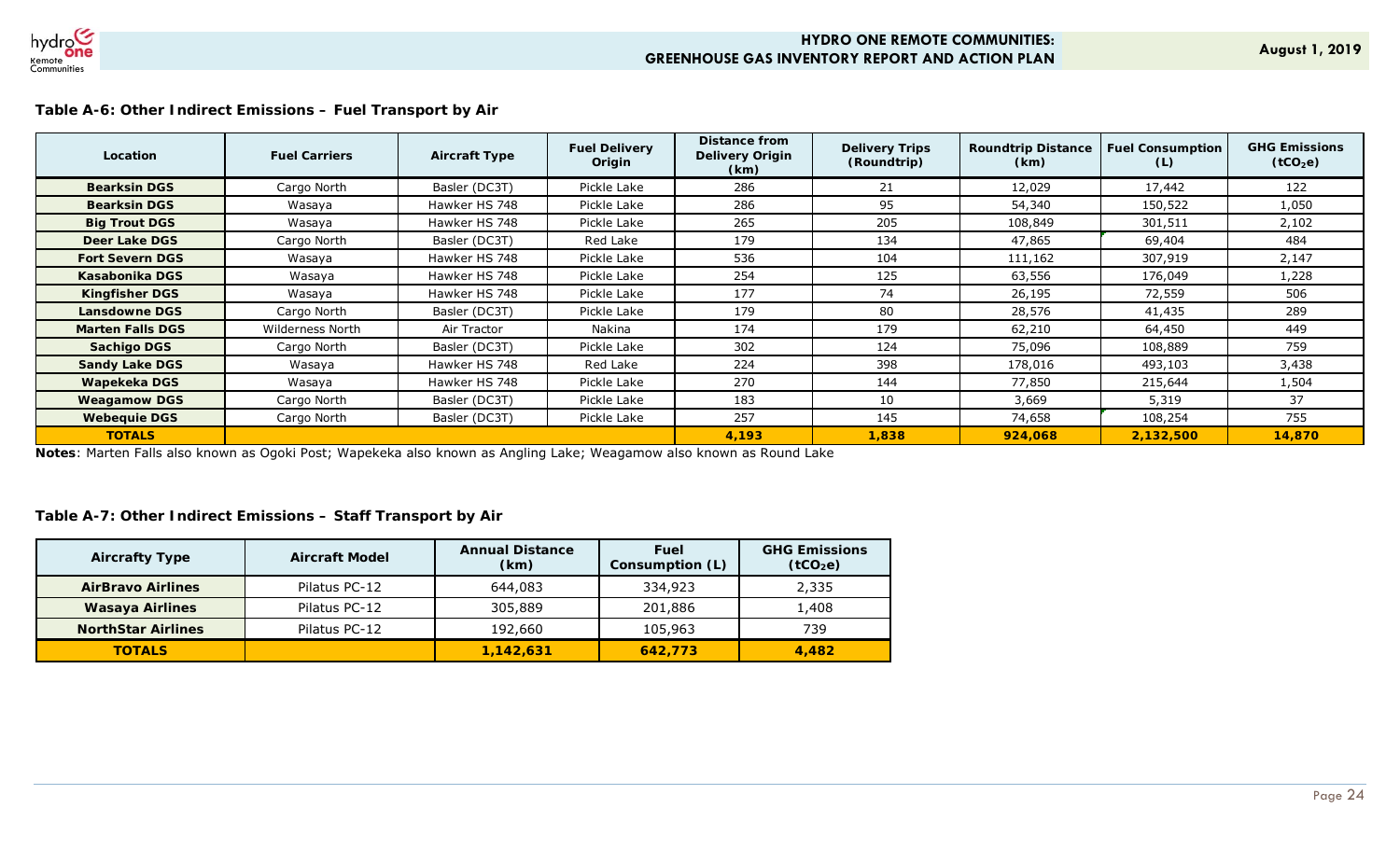**Table A-6: Other Indirect Emissions – Fuel Transport by Air**

| Location | Fuel Carriers | Aircraft Type | Fuel Delivery Origin | Distance from Delivery Origin (km) | Delivery Trips (Roundtrip) | Roundtrip Distance (km) | Fuel Consumption (L) | GHG Emissions ($tCO_2e$) |
|---|---|---|---|---|---|---|---|---|
| **Bearksin DGS** | Cargo North | Basler (DC3T) | Pickle Lake | 286 | 21 | 12,029 | 17,442 | 122 |
| **Bearksin DGS** | Wasaya | Hawker HS 748 | Pickle Lake | 286 | 95 | 54,340 | 150,522 | 1,050 |
| **Big Trout DGS** | Wasaya | Hawker HS 748 | Pickle Lake | 265 | 205 | 108,849 | 301,511 | 2,102 |
| **Deer Lake DGS** | Cargo North | Basler (DC3T) | Red Lake | 179 | 134 | 47,865 | 69,404 | 484 |
| **Fort Severn DGS** | Wasaya | Hawker HS 748 | Pickle Lake | 536 | 104 | 111,162 | 307,919 | 2,147 |
| **Kasabonika DGS** | Wasaya | Hawker HS 748 | Pickle Lake | 254 | 125 | 63,556 | 176,049 | 1,228 |
| **Kingfisher DGS** | Wasaya | Hawker HS 748 | Pickle Lake | 177 | 74 | 26,195 | 72,559 | 506 |
| **Lansdowne DGS** | Cargo North | Basler (DC3T) | Pickle Lake | 179 | 80 | 28,576 | 41,435 | 289 |
| **Marten Falls DGS** | Wilderness North | Air Tractor | Nakina | 174 | 179 | 62,210 | 64,450 | 449 |
| **Sachigo DGS** | Cargo North | Basler (DC3T) | Pickle Lake | 302 | 124 | 75,096 | 108,889 | 759 |
| **Sandy Lake DGS** | Wasaya | Hawker HS 748 | Red Lake | 224 | 398 | 178,016 | 493,103 | 3,438 |
| **Wapekeka DGS** | Wasaya | Hawker HS 748 | Pickle Lake | 270 | 144 | 77,850 | 215,644 | 1,504 |
| **Weagamow DGS** | Cargo North | Basler (DC3T) | Pickle Lake | 183 | 10 | 3,669 | 5,319 | 37 |
| **Webequie DGS** | Cargo North | Basler (DC3T) | Pickle Lake | 257 | 145 | 74,658 | 108,254 | 755 |
| **TOTALS** | | | | **4,193** | **1,838** | **924,068** | **2,132,500** | **14,870** |

**Notes**: Marten Falls also known as Ogoki Post; Wapekeka also known as Angling Lake; Weagamow also known as Round Lake

**Table A-7: Other Indirect Emissions – Staff Transport by Air**

| Aircrafty Type | Aircraft Model | Annual Distance (km) | Fuel Consumption (L) | GHG Emissions ($tCO_2e$) |
|---|---|---|---|---|
| **AirBravo Airlines** | Pilatus PC-12 | 644,083 | 334,923 | 2,335 |
| **Wasaya Airlines** | Pilatus PC-12 | 305,889 | 201,886 | 1,408 |
| **NorthStar Airlines** | Pilatus PC-12 | 192,660 | 105,963 | 739 |
| **TOTALS** | | **1,142,631** | **642,773** | **4,482** |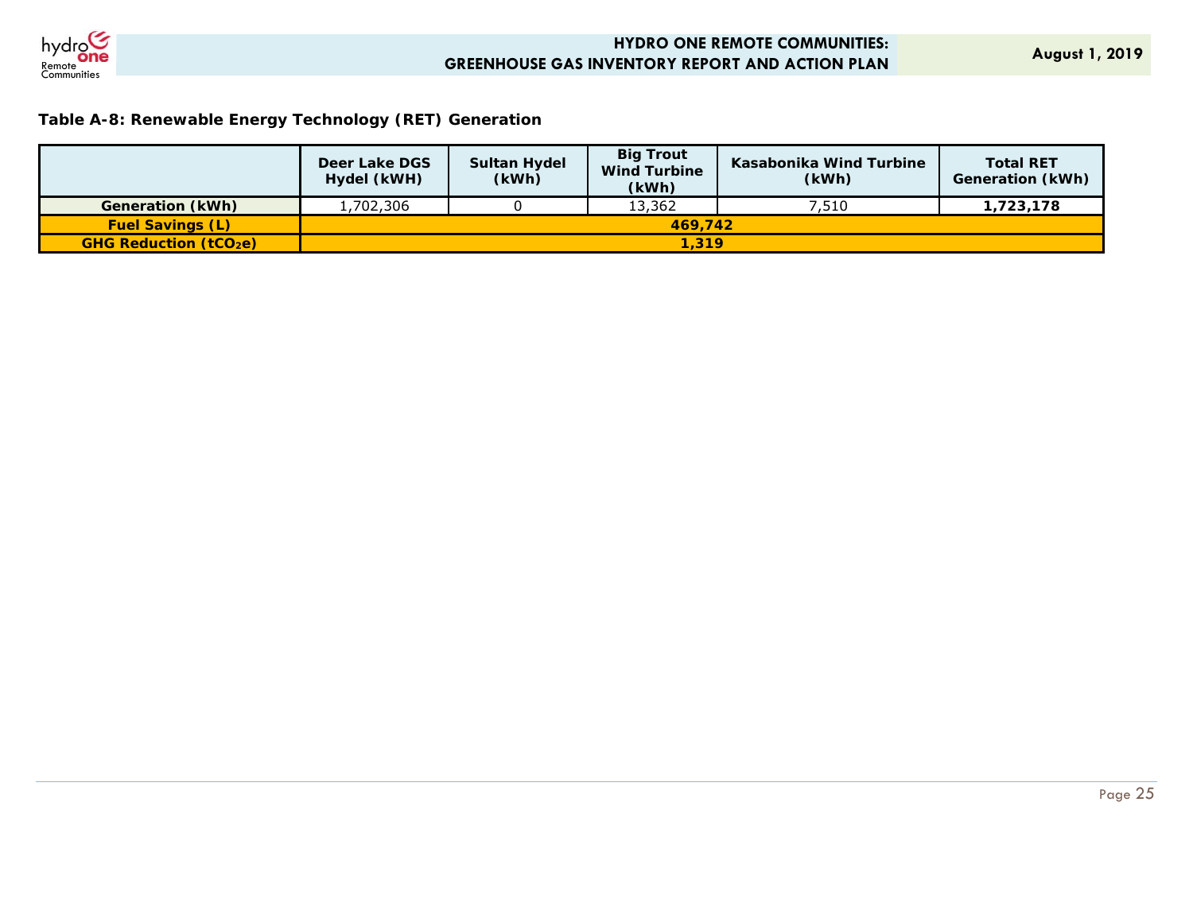**Table A-8: Renewable Energy Technology (RET) Generation**

| | Deer Lake DGS Hydel (kWH) | Sultan Hydel (kWh) | Big Trout Wind Turbine (kWh) | Kasabonika Wind Turbine (kWh) | Total RET Generation (kWh) |
|---|---|---|---|---|---|
| **Generation (kWh)** | 1,702,306 | 0 | 13,362 | 7,510 | **1,723,178** |
| **Fuel Savings (L)** | **469,742** | | | | |
| **GHG Reduction ($tCO_2e$)** | **1,319** | | | | |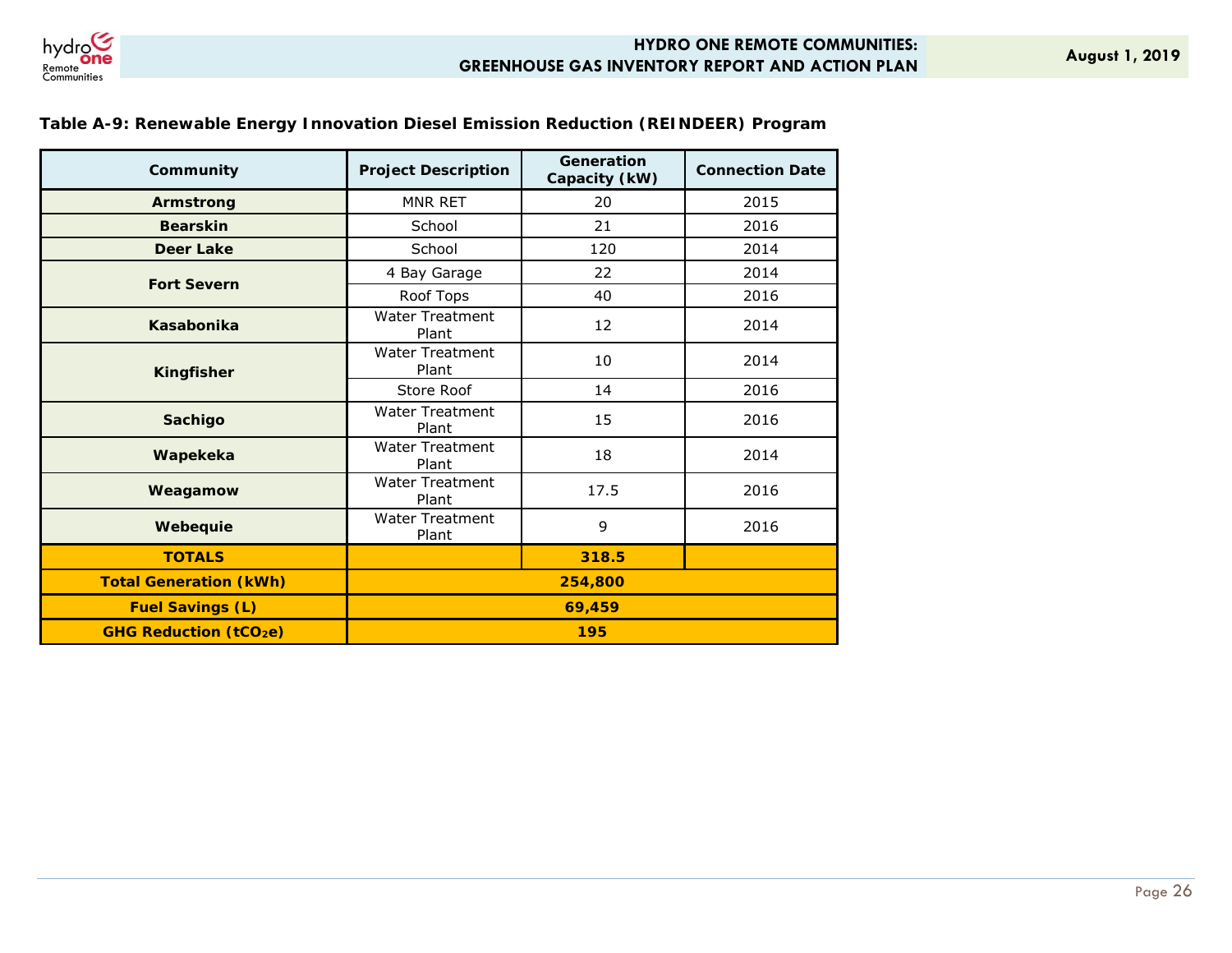**Table A-9: Renewable Energy Innovation Diesel Emission Reduction (REINDEER) Program**

| Community | Project Description | Generation Capacity (kW) | Connection Date |
|---|---|---|---|
| **Armstrong** | MNR RET | 20 | 2015 |
| **Bearskin** | School | 21 | 2016 |
| **Deer Lake** | School | 120 | 2014 |
| **Fort Severn** | 4 Bay Garage | 22 | 2014 |
| | Roof Tops | 40 | 2016 |
| **Kasabonika** | Water Treatment Plant | 12 | 2014 |
| **Kingfisher** | Water Treatment Plant | 10 | 2014 |
| | Store Roof | 14 | 2016 |
| **Sachigo** | Water Treatment Plant | 15 | 2016 |
| **Wapekeka** | Water Treatment Plant | 18 | 2014 |
| **Weagamow** | Water Treatment Plant | 17.5 | 2016 |
| **Webequie** | Water Treatment Plant | 9 | 2016 |
| **TOTALS** | | **318.5** | |
| **Total Generation (kWh)** | **254,800** | | |
| **Fuel Savings (L)** | **69,459** | | |
| **GHG Reduction ($tCO_2e$)** | **195** | | |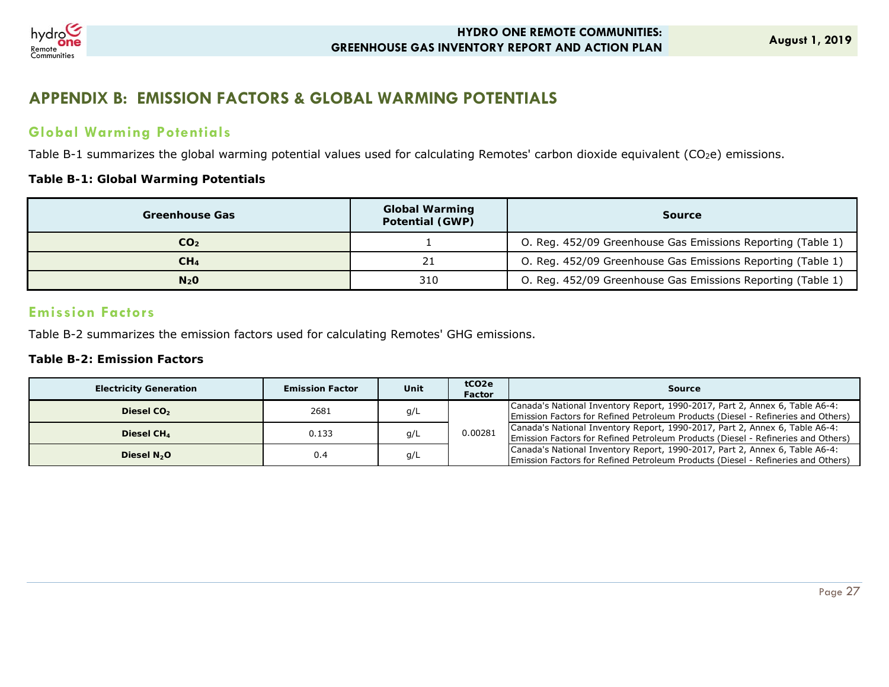# APPENDIX B: EMISSION FACTORS & GLOBAL WARMING POTENTIALS

## Global Warming Potentials

Table B-1 summarizes the global warming potential values used for calculating Remotes' carbon dioxide equivalent ($CO_2e$) emissions.

**Table B-1: Global Warming Potentials**

| Greenhouse Gas | Global Warming Potential (GWP) | Source |
|---|---|---|
| $CO_2$ | 1 | O. Reg. 452/09 Greenhouse Gas Emissions Reporting (Table 1) |
| $CH_4$ | 21 | O. Reg. 452/09 Greenhouse Gas Emissions Reporting (Table 1) |
| $N_20$ | 310 | O. Reg. 452/09 Greenhouse Gas Emissions Reporting (Table 1) |

## Emission Factors

Table B-2 summarizes the emission factors used for calculating Remotes' GHG emissions.

**Table B-2: Emission Factors**

| Electricity Generation | Emission Factor | Unit | tCO2e Factor | Source |
|---|---|---|---|---|
| Diesel $CO_2$ | 2681 | g/L | 0.00281 | Canada's National Inventory Report, 1990-2017, Part 2, Annex 6, Table A6-4: Emission Factors for Refined Petroleum Products (Diesel - Refineries and Others) |
| Diesel $CH_4$ | 0.133 | g/L | | Canada's National Inventory Report, 1990-2017, Part 2, Annex 6, Table A6-4: Emission Factors for Refined Petroleum Products (Diesel - Refineries and Others) |
| Diesel $N_2O$ | 0.4 | g/L | | Canada's National Inventory Report, 1990-2017, Part 2, Annex 6, Table A6-4: Emission Factors for Refined Petroleum Products (Diesel - Refineries and Others) |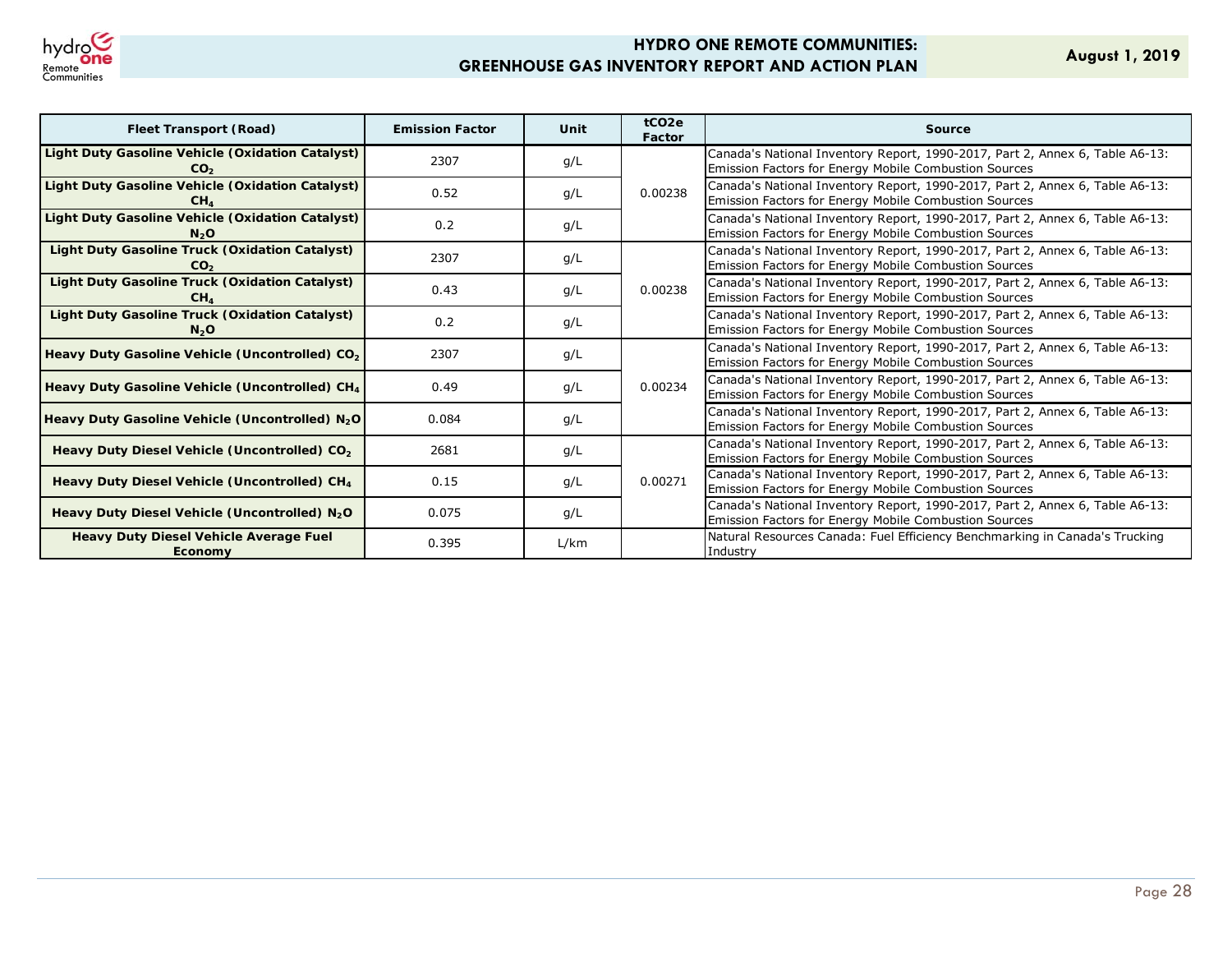| Fleet Transport (Road) | Emission Factor | Unit | tCO2e Factor | Source |
|---|---|---|---|---|
| **Light Duty Gasoline Vehicle (Oxidation Catalyst) $CO_2$** | 2307 | g/L | 0.00238 | Canada's National Inventory Report, 1990-2017, Part 2, Annex 6, Table A6-13: Emission Factors for Energy Mobile Combustion Sources |
| **Light Duty Gasoline Vehicle (Oxidation Catalyst) $CH_4$** | 0.52 | g/L | | Canada's National Inventory Report, 1990-2017, Part 2, Annex 6, Table A6-13: Emission Factors for Energy Mobile Combustion Sources |
| **Light Duty Gasoline Vehicle (Oxidation Catalyst) $N_2O$** | 0.2 | g/L | | Canada's National Inventory Report, 1990-2017, Part 2, Annex 6, Table A6-13: Emission Factors for Energy Mobile Combustion Sources |
| **Light Duty Gasoline Truck (Oxidation Catalyst) $CO_2$** | 2307 | g/L | 0.00238 | Canada's National Inventory Report, 1990-2017, Part 2, Annex 6, Table A6-13: Emission Factors for Energy Mobile Combustion Sources |
| **Light Duty Gasoline Truck (Oxidation Catalyst) $CH_4$** | 0.43 | g/L | | Canada's National Inventory Report, 1990-2017, Part 2, Annex 6, Table A6-13: Emission Factors for Energy Mobile Combustion Sources |
| **Light Duty Gasoline Truck (Oxidation Catalyst) $N_2O$** | 0.2 | g/L | | Canada's National Inventory Report, 1990-2017, Part 2, Annex 6, Table A6-13: Emission Factors for Energy Mobile Combustion Sources |
| **Heavy Duty Gasoline Vehicle (Uncontrolled) $CO_2$** | 2307 | g/L | 0.00234 | Canada's National Inventory Report, 1990-2017, Part 2, Annex 6, Table A6-13: Emission Factors for Energy Mobile Combustion Sources |
| **Heavy Duty Gasoline Vehicle (Uncontrolled) $CH_4$** | 0.49 | g/L | | Canada's National Inventory Report, 1990-2017, Part 2, Annex 6, Table A6-13: Emission Factors for Energy Mobile Combustion Sources |
| **Heavy Duty Gasoline Vehicle (Uncontrolled) $N_2O$** | 0.084 | g/L | | Canada's National Inventory Report, 1990-2017, Part 2, Annex 6, Table A6-13: Emission Factors for Energy Mobile Combustion Sources |
| **Heavy Duty Diesel Vehicle (Uncontrolled) $CO_2$** | 2681 | g/L | 0.00271 | Canada's National Inventory Report, 1990-2017, Part 2, Annex 6, Table A6-13: Emission Factors for Energy Mobile Combustion Sources |
| **Heavy Duty Diesel Vehicle (Uncontrolled) $CH_4$** | 0.15 | g/L | | Canada's National Inventory Report, 1990-2017, Part 2, Annex 6, Table A6-13: Emission Factors for Energy Mobile Combustion Sources |
| **Heavy Duty Diesel Vehicle (Uncontrolled) $N_2O$** | 0.075 | g/L | | Canada's National Inventory Report, 1990-2017, Part 2, Annex 6, Table A6-13: Emission Factors for Energy Mobile Combustion Sources |
| **Heavy Duty Diesel Vehicle Average Fuel Economy** | 0.395 | L/km | | Natural Resources Canada: Fuel Efficiency Benchmarking in Canada's Trucking Industry |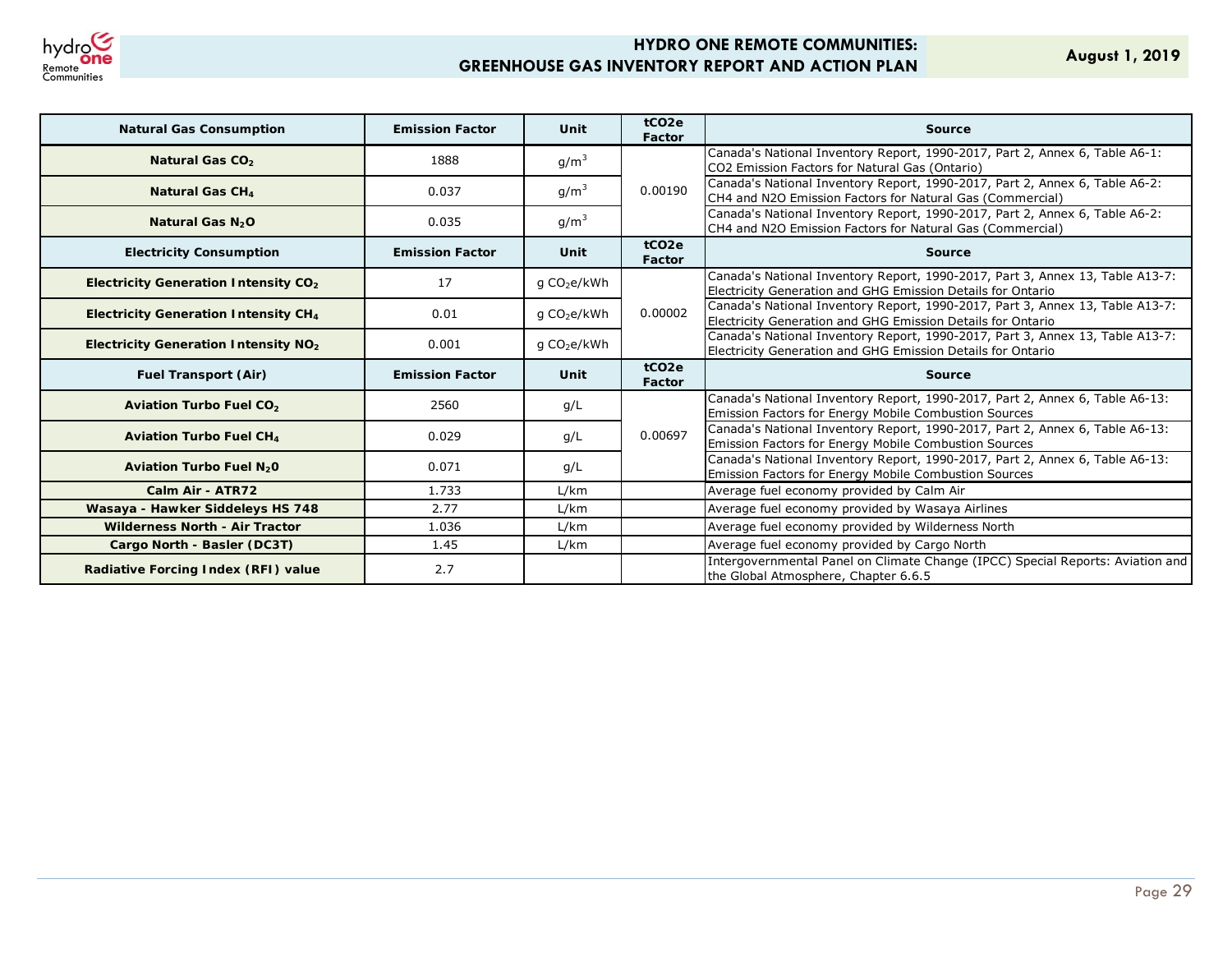| Natural Gas Consumption | Emission Factor | Unit | tCO2e Factor | Source |
|---|---|---|---|---|
| **Natural Gas $CO_2$** | 1888 | $g/m^3$ | 0.00190 | Canada's National Inventory Report, 1990-2017, Part 2, Annex 6, Table A6-1: CO2 Emission Factors for Natural Gas (Ontario) |
| **Natural Gas $CH_4$** | 0.037 | $g/m^3$ | | Canada's National Inventory Report, 1990-2017, Part 2, Annex 6, Table A6-2: CH4 and N2O Emission Factors for Natural Gas (Commercial) |
| **Natural Gas $N_2O$** | 0.035 | $g/m^3$ | | Canada's National Inventory Report, 1990-2017, Part 2, Annex 6, Table A6-2: CH4 and N2O Emission Factors for Natural Gas (Commercial) |
| **Electricity Consumption** | **Emission Factor** | **Unit** | **tCO2e Factor** | **Source** |
| **Electricity Generation Intensity $CO_2$** | 17 | g $CO_2$e/kWh | 0.00002 | Canada's National Inventory Report, 1990-2017, Part 3, Annex 13, Table A13-7: Electricity Generation and GHG Emission Details for Ontario |
| **Electricity Generation Intensity $CH_4$** | 0.01 | g $CO_2$e/kWh | | Canada's National Inventory Report, 1990-2017, Part 3, Annex 13, Table A13-7: Electricity Generation and GHG Emission Details for Ontario |
| **Electricity Generation Intensity $NO_2$** | 0.001 | g $CO_2$e/kWh | | Canada's National Inventory Report, 1990-2017, Part 3, Annex 13, Table A13-7: Electricity Generation and GHG Emission Details for Ontario |
| **Fuel Transport (Air)** | **Emission Factor** | **Unit** | **tCO2e Factor** | **Source** |
| **Aviation Turbo Fuel $CO_2$** | 2560 | g/L | 0.00697 | Canada's National Inventory Report, 1990-2017, Part 2, Annex 6, Table A6-13: Emission Factors for Energy Mobile Combustion Sources |
| **Aviation Turbo Fuel $CH_4$** | 0.029 | g/L | | Canada's National Inventory Report, 1990-2017, Part 2, Annex 6, Table A6-13: Emission Factors for Energy Mobile Combustion Sources |
| **Aviation Turbo Fuel $N_20$** | 0.071 | g/L | | Canada's National Inventory Report, 1990-2017, Part 2, Annex 6, Table A6-13: Emission Factors for Energy Mobile Combustion Sources |
| **Calm Air - ATR72** | 1.733 | L/km | | Average fuel economy provided by Calm Air |
| **Wasaya - Hawker Siddeleys HS 748** | 2.77 | L/km | | Average fuel economy provided by Wasaya Airlines |
| **Wilderness North - Air Tractor** | 1.036 | L/km | | Average fuel economy provided by Wilderness North |
| **Cargo North - Basler (DC3T)** | 1.45 | L/km | | Average fuel economy provided by Cargo North |
| **Radiative Forcing Index (RFI) value** | 2.7 | | | Intergovernmental Panel on Climate Change (IPCC) Special Reports: Aviation and the Global Atmosphere, Chapter 6.6.5 |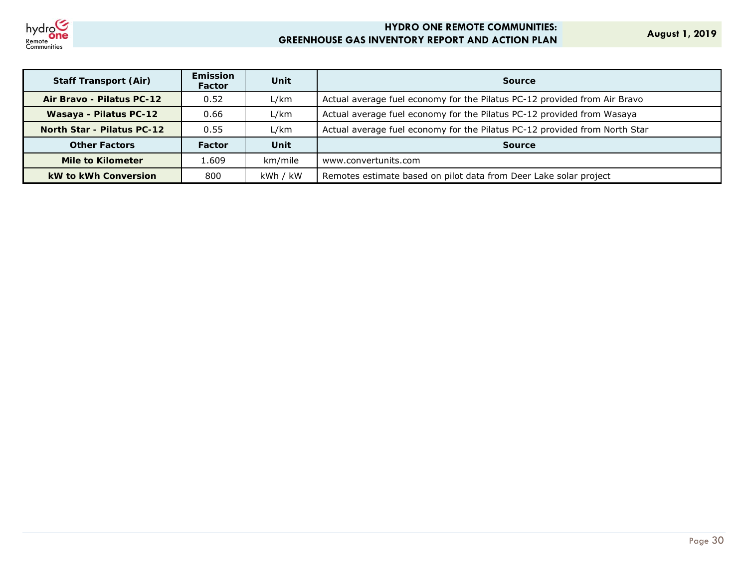| Staff Transport (Air) | Emission Factor | Unit | Source |
| --- | --- | --- | --- |
| Air Bravo - Pilatus PC-12 | 0.52 | L/km | Actual average fuel economy for the Pilatus PC-12 provided from Air Bravo |
| Wasaya - Pilatus PC-12 | 0.66 | L/km | Actual average fuel economy for the Pilatus PC-12 provided from Wasaya |
| North Star - Pilatus PC-12 | 0.55 | L/km | Actual average fuel economy for the Pilatus PC-12 provided from North Star |
| **Other Factors** | **Factor** | **Unit** | **Source** |
| Mile to Kilometer | 1.609 | km/mile | www.convertunits.com |
| kW to kWh Conversion | 800 | kWh / kW | Remotes estimate based on pilot data from Deer Lake solar project |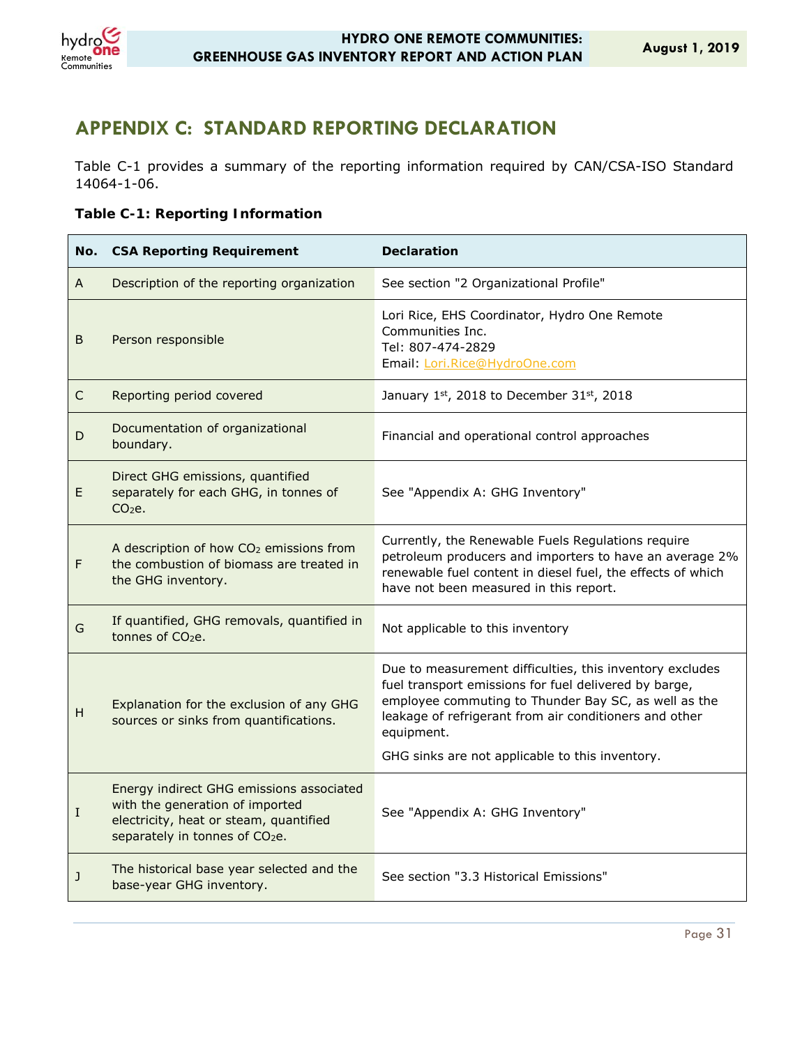# APPENDIX C: STANDARD REPORTING DECLARATION

Table C-1 provides a summary of the reporting information required by CAN/CSA-ISO Standard 14064-1-06.

**Table C-1: Reporting Information**

| No. | CSA Reporting Requirement | Declaration |
|---|---|---|
| A | Description of the reporting organization | See section "2 Organizational Profile" |
| B | Person responsible | Lori Rice, EHS Coordinator, Hydro One Remote Communities Inc.<br>Tel: 807-474-2829<br>Email: Lori.Rice@HydroOne.com |
| C | Reporting period covered | January 1st, 2018 to December 31st, 2018 |
| D | Documentation of organizational boundary. | Financial and operational control approaches |
| E | Direct GHG emissions, quantified separately for each GHG, in tonnes of $CO_2e$. | See "Appendix A: GHG Inventory" |
| F | A description of how $CO_2$ emissions from the combustion of biomass are treated in the GHG inventory. | Currently, the Renewable Fuels Regulations require petroleum producers and importers to have an average 2% renewable fuel content in diesel fuel, the effects of which have not been measured in this report. |
| G | If quantified, GHG removals, quantified in tonnes of $CO_2e$. | Not applicable to this inventory |
| H | Explanation for the exclusion of any GHG sources or sinks from quantifications. | Due to measurement difficulties, this inventory excludes fuel transport emissions for fuel delivered by barge, employee commuting to Thunder Bay SC, as well as the leakage of refrigerant from air conditioners and other equipment.<br><br>GHG sinks are not applicable to this inventory. |
| I | Energy indirect GHG emissions associated with the generation of imported electricity, heat or steam, quantified separately in tonnes of $CO_2e$. | See "Appendix A: GHG Inventory" |
| J | The historical base year selected and the base-year GHG inventory. | See section "3.3 Historical Emissions" |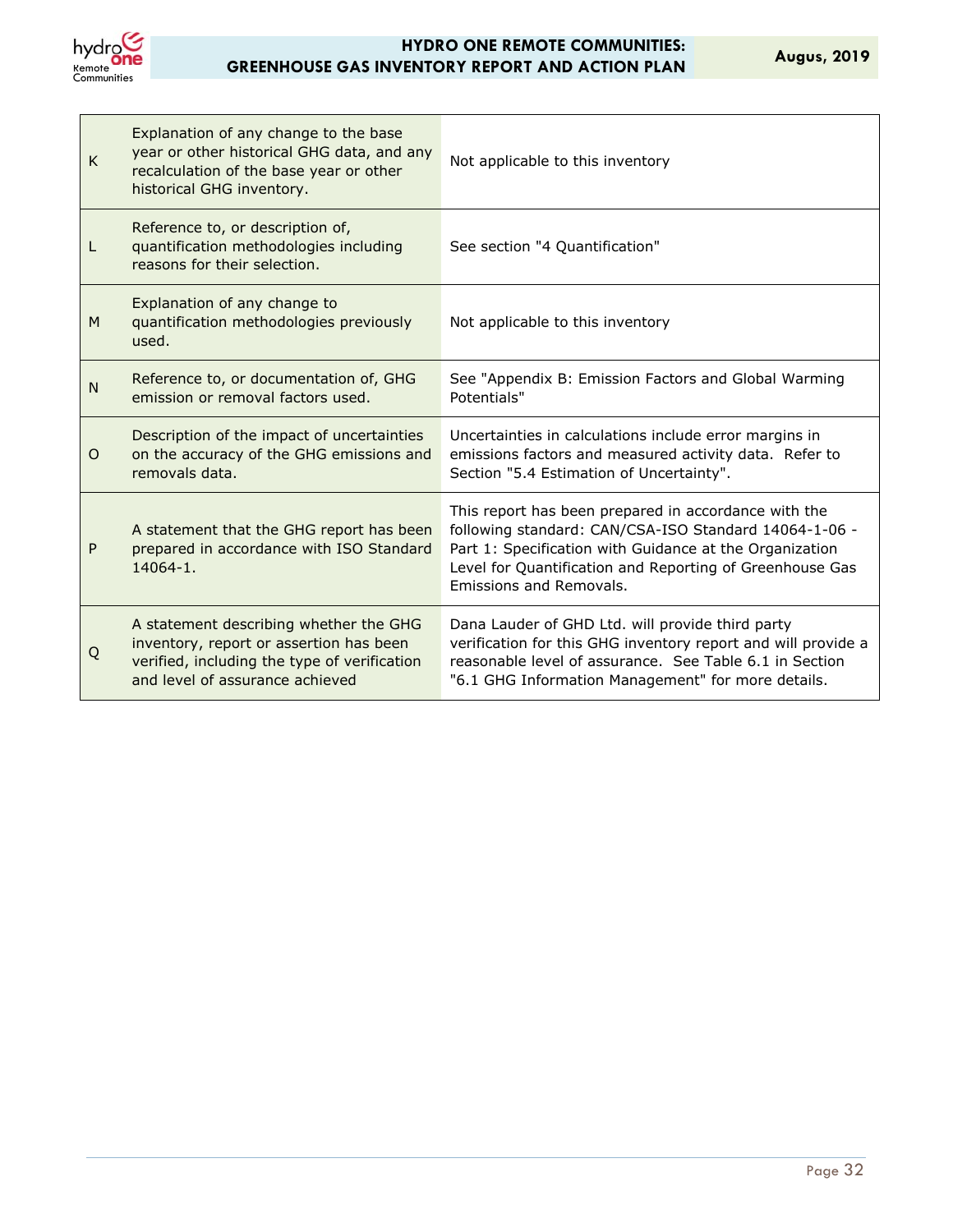| | | |
|---|---|---|
| K | Explanation of any change to the base year or other historical GHG data, and any recalculation of the base year or other historical GHG inventory. | Not applicable to this inventory |
| L | Reference to, or description of, quantification methodologies including reasons for their selection. | See section "4 Quantification" |
| M | Explanation of any change to quantification methodologies previously used. | Not applicable to this inventory |
| N | Reference to, or documentation of, GHG emission or removal factors used. | See "Appendix B: Emission Factors and Global Warming Potentials" |
| O | Description of the impact of uncertainties on the accuracy of the GHG emissions and removals data. | Uncertainties in calculations include error margins in emissions factors and measured activity data. Refer to Section "5.4 Estimation of Uncertainty". |
| P | A statement that the GHG report has been prepared in accordance with ISO Standard 14064-1. | This report has been prepared in accordance with the following standard: CAN/CSA-ISO Standard 14064-1-06 - Part 1: Specification with Guidance at the Organization Level for Quantification and Reporting of Greenhouse Gas Emissions and Removals. |
| Q | A statement describing whether the GHG inventory, report or assertion has been verified, including the type of verification and level of assurance achieved | Dana Lauder of GHD Ltd. will provide third party verification for this GHG inventory report and will provide a reasonable level of assurance. See Table 6.1 in Section "6.1 GHG Information Management" for more details. |